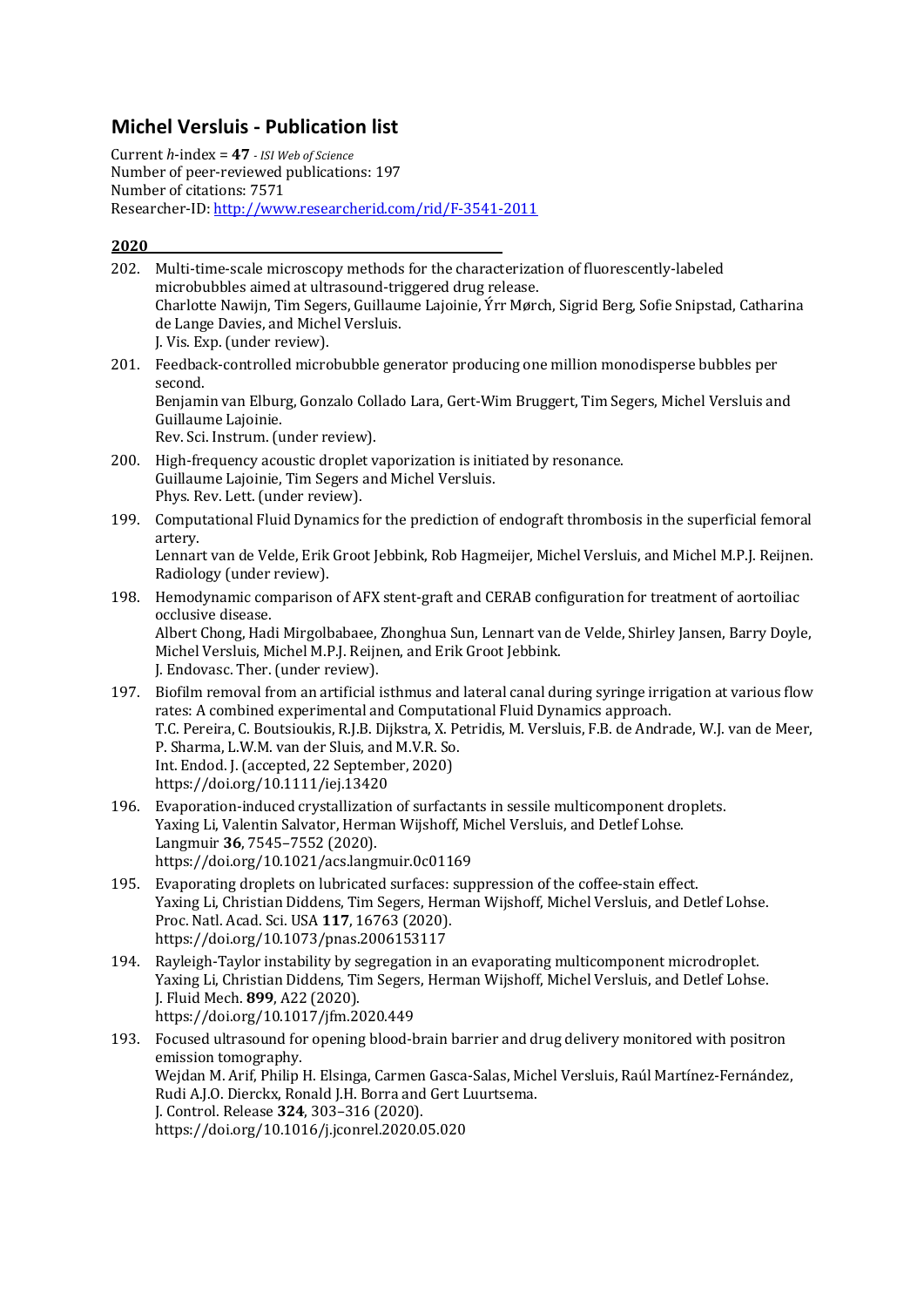# Michel Versluis - Publication list

Current *h*-index = **47** - *ISI Web of Science*
Number of peer-reviewed publications: 197
Number of citations: 7571
Researcher-ID: http://www.researcherid.com/rid/F-3541-2011

**2020**

202. Multi-time-scale microscopy methods for the characterization of fluorescently-labeled microbubbles aimed at ultrasound-triggered drug release.
Charlotte Nawijn, Tim Segers, Guillaume Lajoinie, Ýrr Mørch, Sigrid Berg, Sofie Snipstad, Catharina de Lange Davies, and Michel Versluis.
J. Vis. Exp. (under review).

201. Feedback-controlled microbubble generator producing one million monodisperse bubbles per second.
Benjamin van Elburg, Gonzalo Collado Lara, Gert-Wim Bruggert, Tim Segers, Michel Versluis and Guillaume Lajoinie.
Rev. Sci. Instrum. (under review).

200. High-frequency acoustic droplet vaporization is initiated by resonance.
Guillaume Lajoinie, Tim Segers and Michel Versluis.
Phys. Rev. Lett. (under review).

199. Computational Fluid Dynamics for the prediction of endograft thrombosis in the superficial femoral artery.
Lennart van de Velde, Erik Groot Jebbink, Rob Hagmeijer, Michel Versluis, and Michel M.P.J. Reijnen.
Radiology (under review).

198. Hemodynamic comparison of AFX stent-graft and CERAB configuration for treatment of aortoiliac occlusive disease.
Albert Chong, Hadi Mirgolbabaee, Zhonghua Sun, Lennart van de Velde, Shirley Jansen, Barry Doyle, Michel Versluis, Michel M.P.J. Reijnen, and Erik Groot Jebbink.
J. Endovasc. Ther. (under review).

197. Biofilm removal from an artificial isthmus and lateral canal during syringe irrigation at various flow rates: A combined experimental and Computational Fluid Dynamics approach.
T.C. Pereira, C. Boutsioukis, R.J.B. Dijkstra, X. Petridis, M. Versluis, F.B. de Andrade, W.J. van de Meer, P. Sharma, L.W.M. van der Sluis, and M.V.R. So.
Int. Endod. J. (accepted, 22 September, 2020)
https://doi.org/10.1111/iej.13420

196. Evaporation-induced crystallization of surfactants in sessile multicomponent droplets.
Yaxing Li, Valentin Salvator, Herman Wijshoff, Michel Versluis, and Detlef Lohse.
Langmuir **36**, 7545–7552 (2020).
https://doi.org/10.1021/acs.langmuir.0c01169

195. Evaporating droplets on lubricated surfaces: suppression of the coffee-stain effect.
Yaxing Li, Christian Diddens, Tim Segers, Herman Wijshoff, Michel Versluis, and Detlef Lohse.
Proc. Natl. Acad. Sci. USA **117**, 16763 (2020).
https://doi.org/10.1073/pnas.2006153117

194. Rayleigh-Taylor instability by segregation in an evaporating multicomponent microdroplet.
Yaxing Li, Christian Diddens, Tim Segers, Herman Wijshoff, Michel Versluis, and Detlef Lohse.
J. Fluid Mech. **899**, A22 (2020).
https://doi.org/10.1017/jfm.2020.449

193. Focused ultrasound for opening blood-brain barrier and drug delivery monitored with positron emission tomography.
Wejdan M. Arif, Philip H. Elsinga, Carmen Gasca-Salas, Michel Versluis, Raúl Martínez-Fernández, Rudi A.J.O. Dierckx, Ronald J.H. Borra and Gert Luurtsema.
J. Control. Release **324**, 303–316 (2020).
https://doi.org/10.1016/j.jconrel.2020.05.020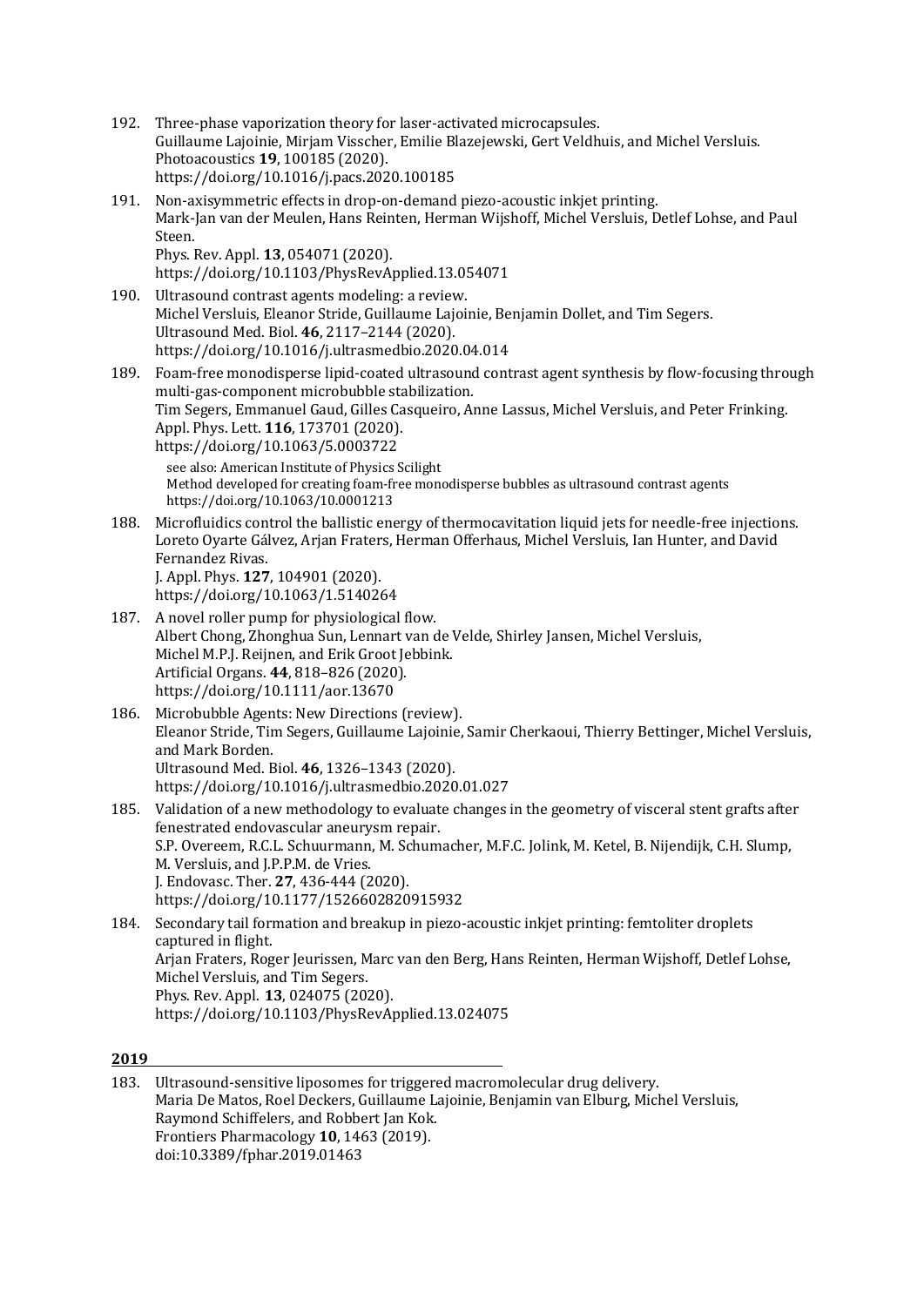192. Three-phase vaporization theory for laser-activated microcapsules.
Guillaume Lajoinie, Mirjam Visscher, Emilie Blazejewski, Gert Veldhuis, and Michel Versluis.
Photoacoustics **19**, 100185 (2020).
https://doi.org/10.1016/j.pacs.2020.100185

191. Non-axisymmetric effects in drop-on-demand piezo-acoustic inkjet printing.
Mark-Jan van der Meulen, Hans Reinten, Herman Wijshoff, Michel Versluis, Detlef Lohse, and Paul Steen.
Phys. Rev. Appl. **13**, 054071 (2020).
https://doi.org/10.1103/PhysRevApplied.13.054071

190. Ultrasound contrast agents modeling: a review.
Michel Versluis, Eleanor Stride, Guillaume Lajoinie, Benjamin Dollet, and Tim Segers.
Ultrasound Med. Biol. **46**, 2117–2144 (2020).
https://doi.org/10.1016/j.ultrasmedbio.2020.04.014

189. Foam-free monodisperse lipid-coated ultrasound contrast agent synthesis by flow-focusing through multi-gas-component microbubble stabilization.
Tim Segers, Emmanuel Gaud, Gilles Casqueiro, Anne Lassus, Michel Versluis, and Peter Frinking.
Appl. Phys. Lett. **116**, 173701 (2020).
https://doi.org/10.1063/5.0003722

    see also: American Institute of Physics Scilight
    Method developed for creating foam-free monodisperse bubbles as ultrasound contrast agents
    https://doi.org/10.1063/10.0001213

188. Microfluidics control the ballistic energy of thermocavitation liquid jets for needle-free injections.
Loreto Oyarte Gálvez, Arjan Fraters, Herman Offerhaus, Michel Versluis, Ian Hunter, and David Fernandez Rivas.
J. Appl. Phys. **127**, 104901 (2020).
https://doi.org/10.1063/1.5140264

187. A novel roller pump for physiological flow.
Albert Chong, Zhonghua Sun, Lennart van de Velde, Shirley Jansen, Michel Versluis, Michel M.P.J. Reijnen, and Erik Groot Jebbink.
Artificial Organs. **44**, 818–826 (2020).
https://doi.org/10.1111/aor.13670

186. Microbubble Agents: New Directions (review).
Eleanor Stride, Tim Segers, Guillaume Lajoinie, Samir Cherkaoui, Thierry Bettinger, Michel Versluis, and Mark Borden.
Ultrasound Med. Biol. **46**, 1326–1343 (2020).
https://doi.org/10.1016/j.ultrasmedbio.2020.01.027

185. Validation of a new methodology to evaluate changes in the geometry of visceral stent grafts after fenestrated endovascular aneurysm repair.
S.P. Overeem, R.C.L. Schuurmann, M. Schumacher, M.F.C. Jolink, M. Ketel, B. Nijendijk, C.H. Slump, M. Versluis, and J.P.P.M. de Vries.
J. Endovasc. Ther. **27**, 436-444 (2020).
https://doi.org/10.1177/1526602820915932

184. Secondary tail formation and breakup in piezo-acoustic inkjet printing: femtoliter droplets captured in flight.
Arjan Fraters, Roger Jeurissen, Marc van den Berg, Hans Reinten, Herman Wijshoff, Detlef Lohse, Michel Versluis, and Tim Segers.
Phys. Rev. Appl. **13**, 024075 (2020).
https://doi.org/10.1103/PhysRevApplied.13.024075

## 2019

183. Ultrasound-sensitive liposomes for triggered macromolecular drug delivery.
Maria De Matos, Roel Deckers, Guillaume Lajoinie, Benjamin van Elburg, Michel Versluis, Raymond Schiffelers, and Robbert Jan Kok.
Frontiers Pharmacology **10**, 1463 (2019).
doi:10.3389/fphar.2019.01463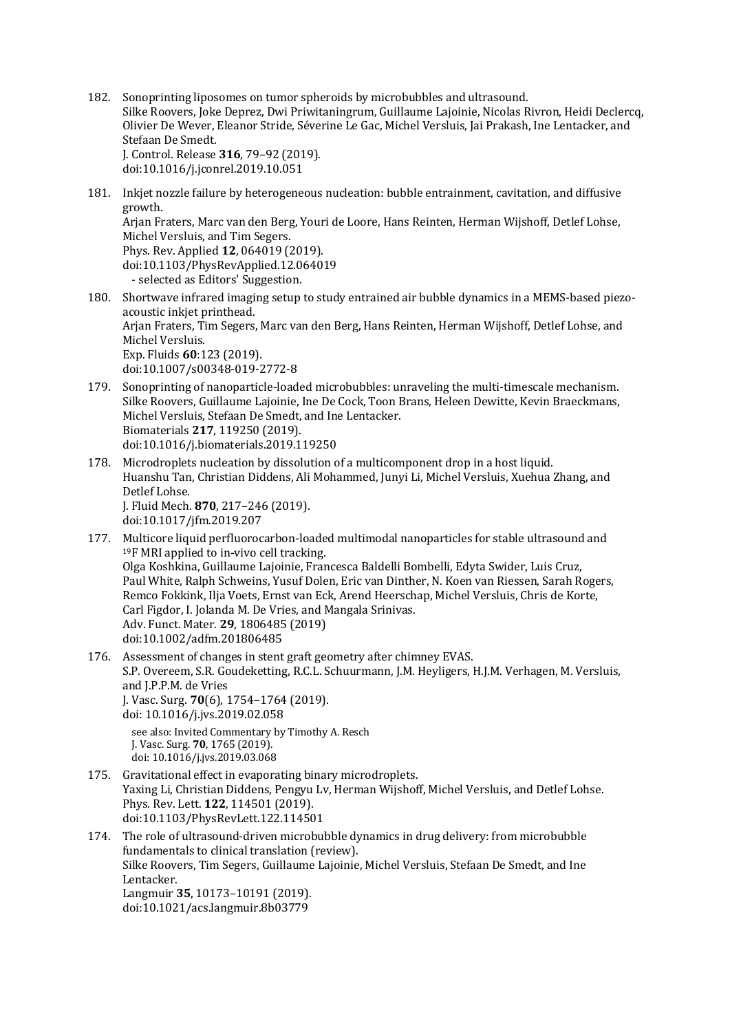182. Sonoprinting liposomes on tumor spheroids by microbubbles and ultrasound.
Silke Roovers, Joke Deprez, Dwi Priwitaningrum, Guillaume Lajoinie, Nicolas Rivron, Heidi Declercq, Olivier De Wever, Eleanor Stride, Séverine Le Gac, Michel Versluis, Jai Prakash, Ine Lentacker, and Stefaan De Smedt.
J. Control. Release **316**, 79–92 (2019).
doi:10.1016/j.jconrel.2019.10.051

181. Inkjet nozzle failure by heterogeneous nucleation: bubble entrainment, cavitation, and diffusive growth.
Arjan Fraters, Marc van den Berg, Youri de Loore, Hans Reinten, Herman Wijshoff, Detlef Lohse, Michel Versluis, and Tim Segers.
Phys. Rev. Applied **12**, 064019 (2019).
doi:10.1103/PhysRevApplied.12.064019
- selected as Editors' Suggestion.

180. Shortwave infrared imaging setup to study entrained air bubble dynamics in a MEMS-based piezo-acoustic inkjet printhead.
Arjan Fraters, Tim Segers, Marc van den Berg, Hans Reinten, Herman Wijshoff, Detlef Lohse, and Michel Versluis.
Exp. Fluids **60**:123 (2019).
doi:10.1007/s00348-019-2772-8

179. Sonoprinting of nanoparticle-loaded microbubbles: unraveling the multi-timescale mechanism.
Silke Roovers, Guillaume Lajoinie, Ine De Cock, Toon Brans, Heleen Dewitte, Kevin Braeckmans, Michel Versluis, Stefaan De Smedt, and Ine Lentacker.
Biomaterials **217**, 119250 (2019).
doi:10.1016/j.biomaterials.2019.119250

178. Microdroplets nucleation by dissolution of a multicomponent drop in a host liquid.
Huanshu Tan, Christian Diddens, Ali Mohammed, Junyi Li, Michel Versluis, Xuehua Zhang, and Detlef Lohse.
J. Fluid Mech. **870**, 217–246 (2019).
doi:10.1017/jfm.2019.207

177. Multicore liquid perfluorocarbon-loaded multimodal nanoparticles for stable ultrasound and $^{19}$F MRI applied to in-vivo cell tracking.
Olga Koshkina, Guillaume Lajoinie, Francesca Baldelli Bombelli, Edyta Swider, Luis Cruz, Paul White, Ralph Schweins, Yusuf Dolen, Eric van Dinther, N. Koen van Riessen, Sarah Rogers, Remco Fokkink, Ilja Voets, Ernst van Eck, Arend Heerschap, Michel Versluis, Chris de Korte, Carl Figdor, I. Jolanda M. De Vries, and Mangala Srinivas.
Adv. Funct. Mater. **29**, 1806485 (2019)
doi:10.1002/adfm.201806485

176. Assessment of changes in stent graft geometry after chimney EVAS.
S.P. Overeem, S.R. Goudeketting, R.C.L. Schuurmann, J.M. Heyligers, H.J.M. Verhagen, M. Versluis, and J.P.P.M. de Vries
J. Vasc. Surg. **70**(6), 1754–1764 (2019).
doi: 10.1016/j.jvs.2019.02.058
see also: Invited Commentary by Timothy A. Resch
J. Vasc. Surg. **70**, 1765 (2019).
doi: 10.1016/j.jvs.2019.03.068

175. Gravitational effect in evaporating binary microdroplets.
Yaxing Li, Christian Diddens, Pengyu Lv, Herman Wijshoff, Michel Versluis, and Detlef Lohse.
Phys. Rev. Lett. **122**, 114501 (2019).
doi:10.1103/PhysRevLett.122.114501

174. The role of ultrasound-driven microbubble dynamics in drug delivery: from microbubble fundamentals to clinical translation (review).
Silke Roovers, Tim Segers, Guillaume Lajoinie, Michel Versluis, Stefaan De Smedt, and Ine Lentacker.
Langmuir **35**, 10173–10191 (2019).
doi:10.1021/acs.langmuir.8b03779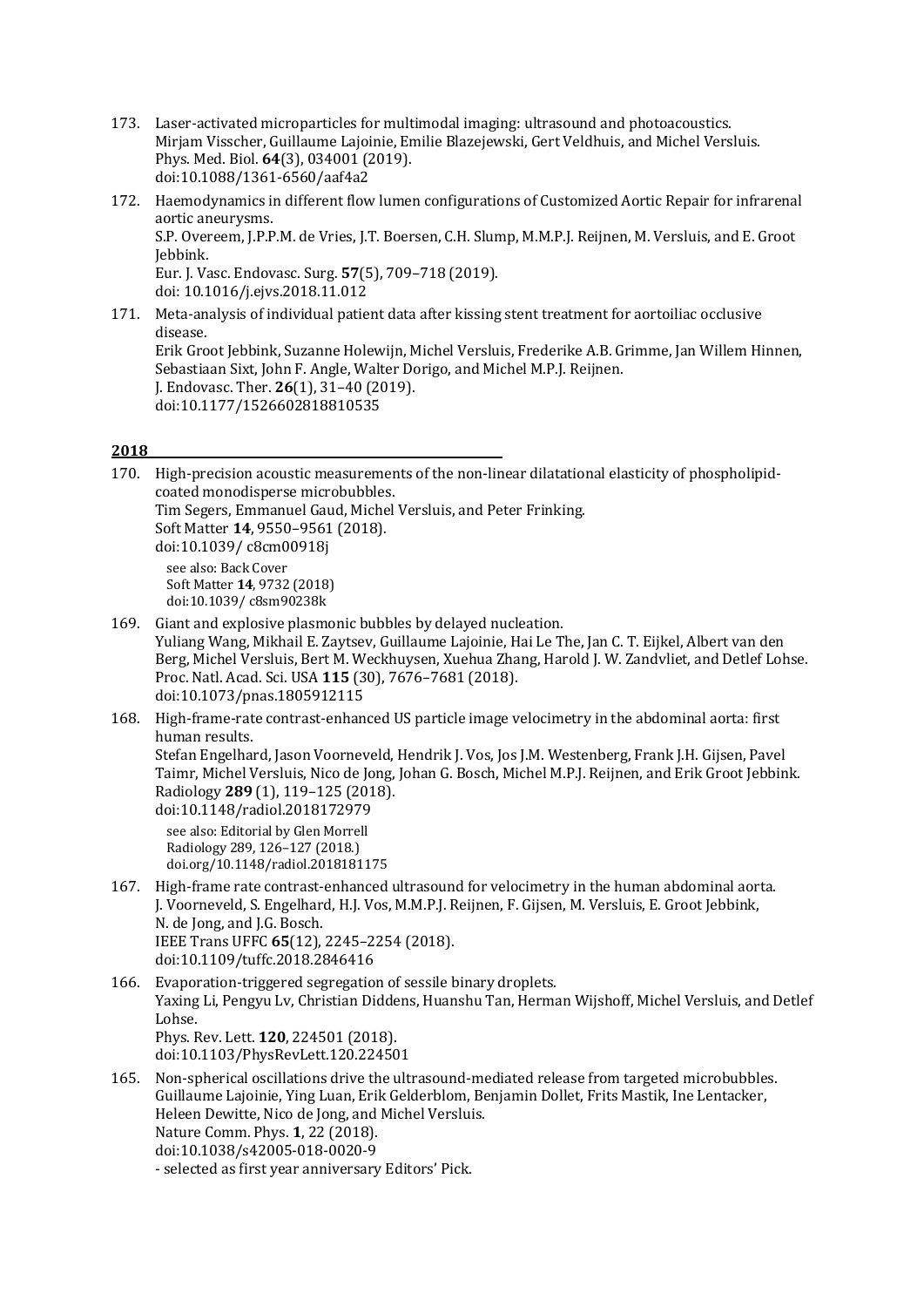173. Laser-activated microparticles for multimodal imaging: ultrasound and photoacoustics.
Mirjam Visscher, Guillaume Lajoinie, Emilie Blazejewski, Gert Veldhuis, and Michel Versluis.
Phys. Med. Biol. **64**(3), 034001 (2019).
doi:10.1088/1361-6560/aaf4a2

172. Haemodynamics in different flow lumen configurations of Customized Aortic Repair for infrarenal aortic aneurysms.
S.P. Overeem, J.P.P.M. de Vries, J.T. Boersen, C.H. Slump, M.M.P.J. Reijnen, M. Versluis, and E. Groot Jebbink.
Eur. J. Vasc. Endovasc. Surg. **57**(5), 709–718 (2019).
doi: 10.1016/j.ejvs.2018.11.012

171. Meta-analysis of individual patient data after kissing stent treatment for aortoiliac occlusive disease.
Erik Groot Jebbink, Suzanne Holewijn, Michel Versluis, Frederike A.B. Grimme, Jan Willem Hinnen, Sebastiaan Sixt, John F. Angle, Walter Dorigo, and Michel M.P.J. Reijnen.
J. Endovasc. Ther. **26**(1), 31–40 (2019).
doi:10.1177/1526602818810535

## 2018

170. High-precision acoustic measurements of the non-linear dilatational elasticity of phospholipid-coated monodisperse microbubbles.
Tim Segers, Emmanuel Gaud, Michel Versluis, and Peter Frinking.
Soft Matter **14**, 9550–9561 (2018).
doi:10.1039/ c8cm00918j
see also: Back Cover
Soft Matter **14**, 9732 (2018)
doi:10.1039/ c8sm90238k

169. Giant and explosive plasmonic bubbles by delayed nucleation.
Yuliang Wang, Mikhail E. Zaytsev, Guillaume Lajoinie, Hai Le The, Jan C. T. Eijkel, Albert van den Berg, Michel Versluis, Bert M. Weckhuysen, Xuehua Zhang, Harold J. W. Zandvliet, and Detlef Lohse.
Proc. Natl. Acad. Sci. USA **115** (30), 7676–7681 (2018).
doi:10.1073/pnas.1805912115

168. High-frame-rate contrast-enhanced US particle image velocimetry in the abdominal aorta: first human results.
Stefan Engelhard, Jason Voorneveld, Hendrik J. Vos, Jos J.M. Westenberg, Frank J.H. Gijsen, Pavel Taimr, Michel Versluis, Nico de Jong, Johan G. Bosch, Michel M.P.J. Reijnen, and Erik Groot Jebbink.
Radiology **289** (1), 119–125 (2018).
doi:10.1148/radiol.2018172979
see also: Editorial by Glen Morrell
Radiology 289, 126–127 (2018.)
doi.org/10.1148/radiol.2018181175

167. High-frame rate contrast-enhanced ultrasound for velocimetry in the human abdominal aorta.
J. Voorneveld, S. Engelhard, H.J. Vos, M.M.P.J. Reijnen, F. Gijsen, M. Versluis, E. Groot Jebbink, N. de Jong, and J.G. Bosch.
IEEE Trans UFFC **65**(12), 2245–2254 (2018).
doi:10.1109/tuffc.2018.2846416

166. Evaporation-triggered segregation of sessile binary droplets.
Yaxing Li, Pengyu Lv, Christian Diddens, Huanshu Tan, Herman Wijshoff, Michel Versluis, and Detlef Lohse.
Phys. Rev. Lett. **120**, 224501 (2018).
doi:10.1103/PhysRevLett.120.224501

165. Non-spherical oscillations drive the ultrasound-mediated release from targeted microbubbles.
Guillaume Lajoinie, Ying Luan, Erik Gelderblom, Benjamin Dollet, Frits Mastik, Ine Lentacker, Heleen Dewitte, Nico de Jong, and Michel Versluis.
Nature Comm. Phys. **1**, 22 (2018).
doi:10.1038/s42005-018-0020-9
- selected as first year anniversary Editors' Pick.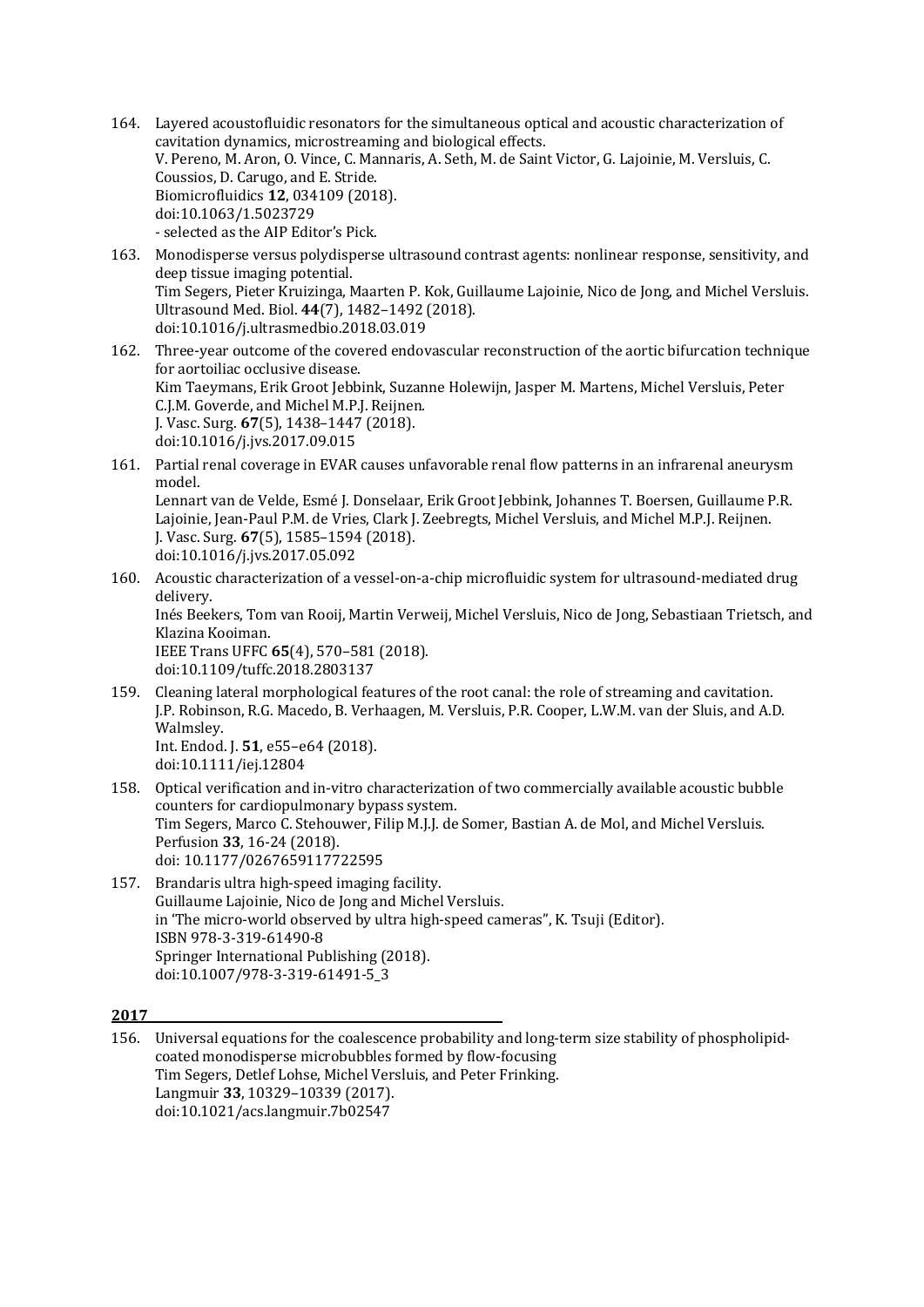164. Layered acoustofluidic resonators for the simultaneous optical and acoustic characterization of cavitation dynamics, microstreaming and biological effects.
V. Pereno, M. Aron, O. Vince, C. Mannaris, A. Seth, M. de Saint Victor, G. Lajoinie, M. Versluis, C. Coussios, D. Carugo, and E. Stride.
Biomicrofluidics **12**, 034109 (2018).
doi:10.1063/1.5023729
- selected as the AIP Editor's Pick.

163. Monodisperse versus polydisperse ultrasound contrast agents: nonlinear response, sensitivity, and deep tissue imaging potential.
Tim Segers, Pieter Kruizinga, Maarten P. Kok, Guillaume Lajoinie, Nico de Jong, and Michel Versluis.
Ultrasound Med. Biol. **44**(7), 1482–1492 (2018).
doi:10.1016/j.ultrasmedbio.2018.03.019

162. Three-year outcome of the covered endovascular reconstruction of the aortic bifurcation technique for aortoiliac occlusive disease.
Kim Taeymans, Erik Groot Jebbink, Suzanne Holewijn, Jasper M. Martens, Michel Versluis, Peter C.J.M. Goverde, and Michel M.P.J. Reijnen.
J. Vasc. Surg. **67**(5), 1438–1447 (2018).
doi:10.1016/j.jvs.2017.09.015

161. Partial renal coverage in EVAR causes unfavorable renal flow patterns in an infrarenal aneurysm model.
Lennart van de Velde, Esmé J. Donselaar, Erik Groot Jebbink, Johannes T. Boersen, Guillaume P.R. Lajoinie, Jean-Paul P.M. de Vries, Clark J. Zeebregts, Michel Versluis, and Michel M.P.J. Reijnen.
J. Vasc. Surg. **67**(5), 1585–1594 (2018).
doi:10.1016/j.jvs.2017.05.092

160. Acoustic characterization of a vessel-on-a-chip microfluidic system for ultrasound-mediated drug delivery.
Inés Beekers, Tom van Rooij, Martin Verweij, Michel Versluis, Nico de Jong, Sebastiaan Trietsch, and Klazina Kooiman.
IEEE Trans UFFC **65**(4), 570–581 (2018).
doi:10.1109/tuffc.2018.2803137

159. Cleaning lateral morphological features of the root canal: the role of streaming and cavitation.
J.P. Robinson, R.G. Macedo, B. Verhaagen, M. Versluis, P.R. Cooper, L.W.M. van der Sluis, and A.D. Walmsley.
Int. Endod. J. **51**, e55–e64 (2018).
doi:10.1111/iej.12804

158. Optical verification and in-vitro characterization of two commercially available acoustic bubble counters for cardiopulmonary bypass system.
Tim Segers, Marco C. Stehouwer, Filip M.J.J. de Somer, Bastian A. de Mol, and Michel Versluis.
Perfusion **33**, 16-24 (2018).
doi: 10.1177/0267659117722595

157. Brandaris ultra high-speed imaging facility.
Guillaume Lajoinie, Nico de Jong and Michel Versluis.
in 'The micro-world observed by ultra high-speed cameras", K. Tsuji (Editor).
ISBN 978-3-319-61490-8
Springer International Publishing (2018).
doi:10.1007/978-3-319-61491-5_3

## 2017

156. Universal equations for the coalescence probability and long-term size stability of phospholipid-coated monodisperse microbubbles formed by flow-focusing
Tim Segers, Detlef Lohse, Michel Versluis, and Peter Frinking.
Langmuir **33**, 10329–10339 (2017).
doi:10.1021/acs.langmuir.7b02547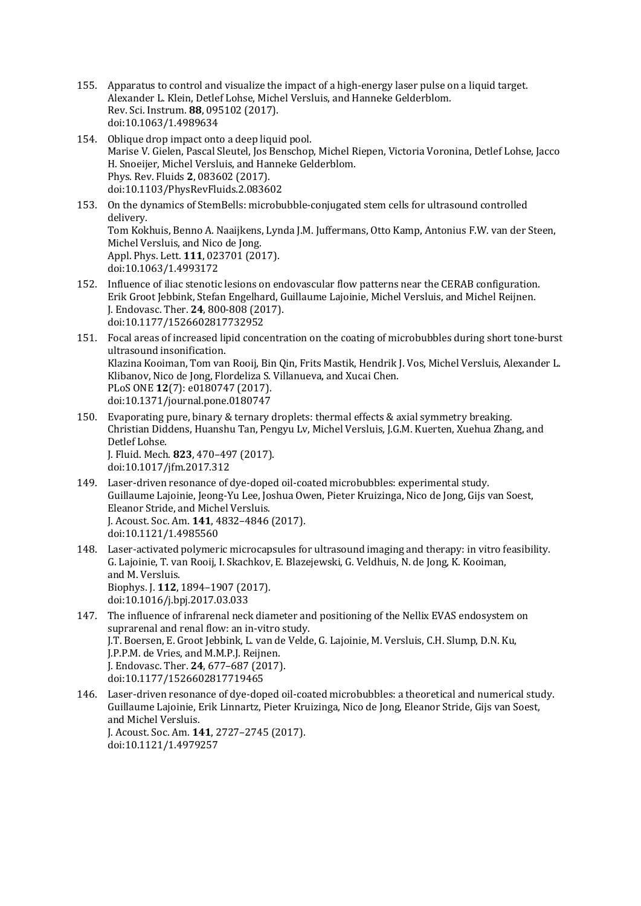155. Apparatus to control and visualize the impact of a high-energy laser pulse on a liquid target.
     Alexander L. Klein, Detlef Lohse, Michel Versluis, and Hanneke Gelderblom.
     Rev. Sci. Instrum. **88**, 095102 (2017).
     doi:10.1063/1.4989634

154. Oblique drop impact onto a deep liquid pool.
     Marise V. Gielen, Pascal Sleutel, Jos Benschop, Michel Riepen, Victoria Voronina, Detlef Lohse, Jacco H. Snoeijer, Michel Versluis, and Hanneke Gelderblom.
     Phys. Rev. Fluids **2**, 083602 (2017).
     doi:10.1103/PhysRevFluids.2.083602

153. On the dynamics of StemBells: microbubble-conjugated stem cells for ultrasound controlled delivery.
     Tom Kokhuis, Benno A. Naaijkens, Lynda J.M. Juffermans, Otto Kamp, Antonius F.W. van der Steen, Michel Versluis, and Nico de Jong.
     Appl. Phys. Lett. **111**, 023701 (2017).
     doi:10.1063/1.4993172

152. Influence of iliac stenotic lesions on endovascular flow patterns near the CERAB configuration.
     Erik Groot Jebbink, Stefan Engelhard, Guillaume Lajoinie, Michel Versluis, and Michel Reijnen.
     J. Endovasc. Ther. **24**, 800-808 (2017).
     doi:10.1177/1526602817732952

151. Focal areas of increased lipid concentration on the coating of microbubbles during short tone-burst ultrasound insonification.
     Klazina Kooiman, Tom van Rooij, Bin Qin, Frits Mastik, Hendrik J. Vos, Michel Versluis, Alexander L. Klibanov, Nico de Jong, Flordeliza S. Villanueva, and Xucai Chen.
     PLoS ONE **12**(7): e0180747 (2017).
     doi:10.1371/journal.pone.0180747

150. Evaporating pure, binary & ternary droplets: thermal effects & axial symmetry breaking.
     Christian Diddens, Huanshu Tan, Pengyu Lv, Michel Versluis, J.G.M. Kuerten, Xuehua Zhang, and Detlef Lohse.
     J. Fluid. Mech. **823**, 470–497 (2017).
     doi:10.1017/jfm.2017.312

149. Laser-driven resonance of dye-doped oil-coated microbubbles: experimental study.
     Guillaume Lajoinie, Jeong-Yu Lee, Joshua Owen, Pieter Kruizinga, Nico de Jong, Gijs van Soest, Eleanor Stride, and Michel Versluis.
     J. Acoust. Soc. Am. **141**, 4832–4846 (2017).
     doi:10.1121/1.4985560

148. Laser-activated polymeric microcapsules for ultrasound imaging and therapy: in vitro feasibility.
     G. Lajoinie, T. van Rooij, I. Skachkov, E. Blazejewski, G. Veldhuis, N. de Jong, K. Kooiman, and M. Versluis.
     Biophys. J. **112**, 1894–1907 (2017).
     doi:10.1016/j.bpj.2017.03.033

147. The influence of infrarenal neck diameter and positioning of the Nellix EVAS endosystem on suprarenal and renal flow: an in-vitro study.
     J.T. Boersen, E. Groot Jebbink, L. van de Velde, G. Lajoinie, M. Versluis, C.H. Slump, D.N. Ku, J.P.P.M. de Vries, and M.M.P.J. Reijnen.
     J. Endovasc. Ther. **24**, 677–687 (2017).
     doi:10.1177/1526602817719465

146. Laser-driven resonance of dye-doped oil-coated microbubbles: a theoretical and numerical study.
     Guillaume Lajoinie, Erik Linnartz, Pieter Kruizinga, Nico de Jong, Eleanor Stride, Gijs van Soest, and Michel Versluis.
     J. Acoust. Soc. Am. **141**, 2727–2745 (2017).
     doi:10.1121/1.4979257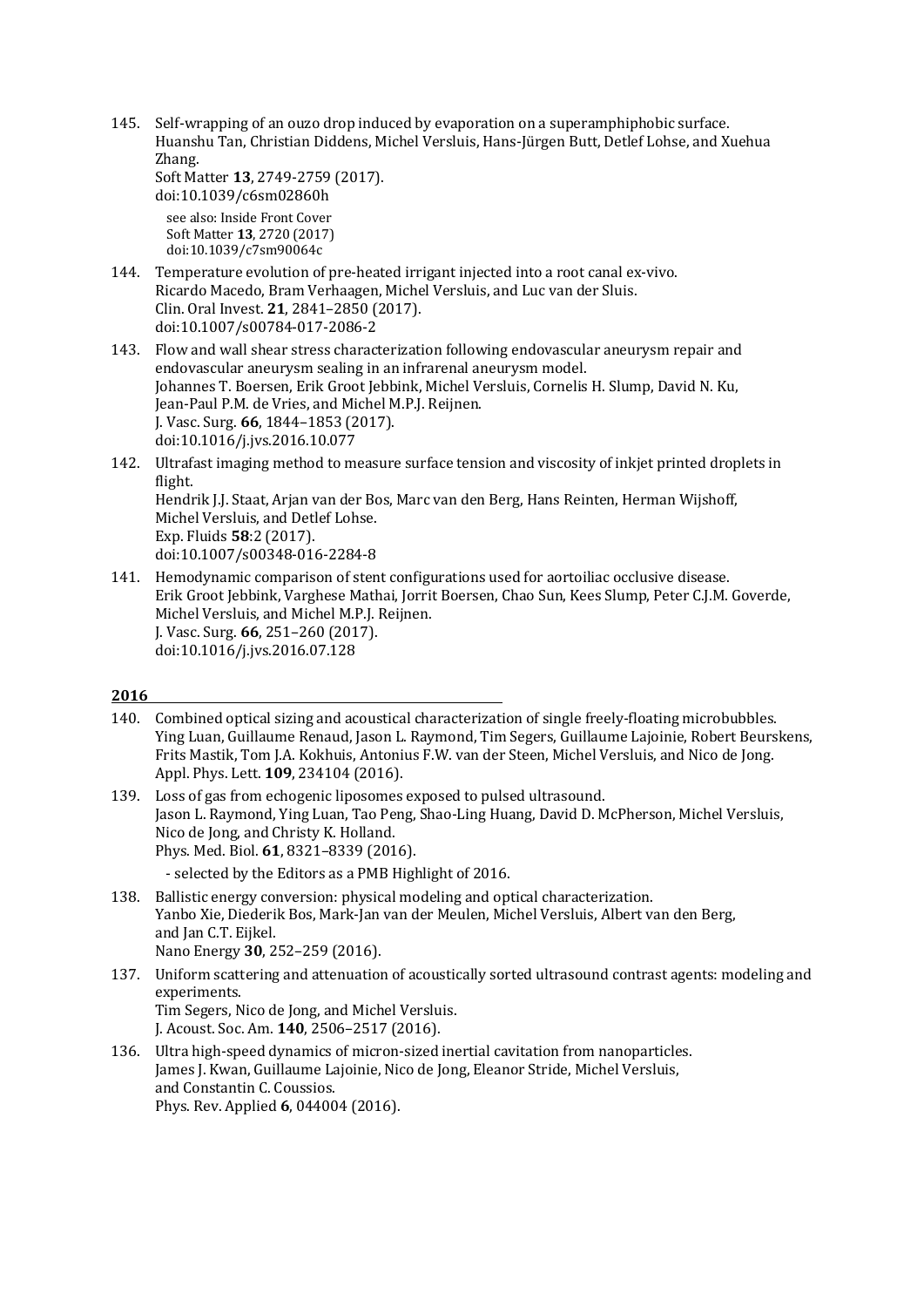145. Self-wrapping of an ouzo drop induced by evaporation on a superamphiphobic surface.
Huanshu Tan, Christian Diddens, Michel Versluis, Hans-Jürgen Butt, Detlef Lohse, and Xuehua Zhang.
Soft Matter **13**, 2749-2759 (2017).
doi:10.1039/c6sm02860h

   see also: Inside Front Cover
   Soft Matter **13**, 2720 (2017)
   doi:10.1039/c7sm90064c

144. Temperature evolution of pre-heated irrigant injected into a root canal ex-vivo.
Ricardo Macedo, Bram Verhaagen, Michel Versluis, and Luc van der Sluis.
Clin. Oral Invest. **21**, 2841–2850 (2017).
doi:10.1007/s00784-017-2086-2

143. Flow and wall shear stress characterization following endovascular aneurysm repair and endovascular aneurysm sealing in an infrarenal aneurysm model.
Johannes T. Boersen, Erik Groot Jebbink, Michel Versluis, Cornelis H. Slump, David N. Ku, Jean-Paul P.M. de Vries, and Michel M.P.J. Reijnen.
J. Vasc. Surg. **66**, 1844–1853 (2017).
doi:10.1016/j.jvs.2016.10.077

142. Ultrafast imaging method to measure surface tension and viscosity of inkjet printed droplets in flight.
Hendrik J.J. Staat, Arjan van der Bos, Marc van den Berg, Hans Reinten, Herman Wijshoff, Michel Versluis, and Detlef Lohse.
Exp. Fluids **58**:2 (2017).
doi:10.1007/s00348-016-2284-8

141. Hemodynamic comparison of stent configurations used for aortoiliac occlusive disease.
Erik Groot Jebbink, Varghese Mathai, Jorrit Boersen, Chao Sun, Kees Slump, Peter C.J.M. Goverde, Michel Versluis, and Michel M.P.J. Reijnen.
J. Vasc. Surg. **66**, 251–260 (2017).
doi:10.1016/j.jvs.2016.07.128

## 2016

140. Combined optical sizing and acoustical characterization of single freely-floating microbubbles.
Ying Luan, Guillaume Renaud, Jason L. Raymond, Tim Segers, Guillaume Lajoinie, Robert Beurskens, Frits Mastik, Tom J.A. Kokhuis, Antonius F.W. van der Steen, Michel Versluis, and Nico de Jong.
Appl. Phys. Lett. **109**, 234104 (2016).

139. Loss of gas from echogenic liposomes exposed to pulsed ultrasound.
Jason L. Raymond, Ying Luan, Tao Peng, Shao-Ling Huang, David D. McPherson, Michel Versluis, Nico de Jong, and Christy K. Holland.
Phys. Med. Biol. **61**, 8321–8339 (2016).

   - selected by the Editors as a PMB Highlight of 2016.

138. Ballistic energy conversion: physical modeling and optical characterization.
Yanbo Xie, Diederik Bos, Mark-Jan van der Meulen, Michel Versluis, Albert van den Berg, and Jan C.T. Eijkel.
Nano Energy **30**, 252–259 (2016).

137. Uniform scattering and attenuation of acoustically sorted ultrasound contrast agents: modeling and experiments.
Tim Segers, Nico de Jong, and Michel Versluis.
J. Acoust. Soc. Am. **140**, 2506–2517 (2016).

136. Ultra high-speed dynamics of micron-sized inertial cavitation from nanoparticles.
James J. Kwan, Guillaume Lajoinie, Nico de Jong, Eleanor Stride, Michel Versluis, and Constantin C. Coussios.
Phys. Rev. Applied **6**, 044004 (2016).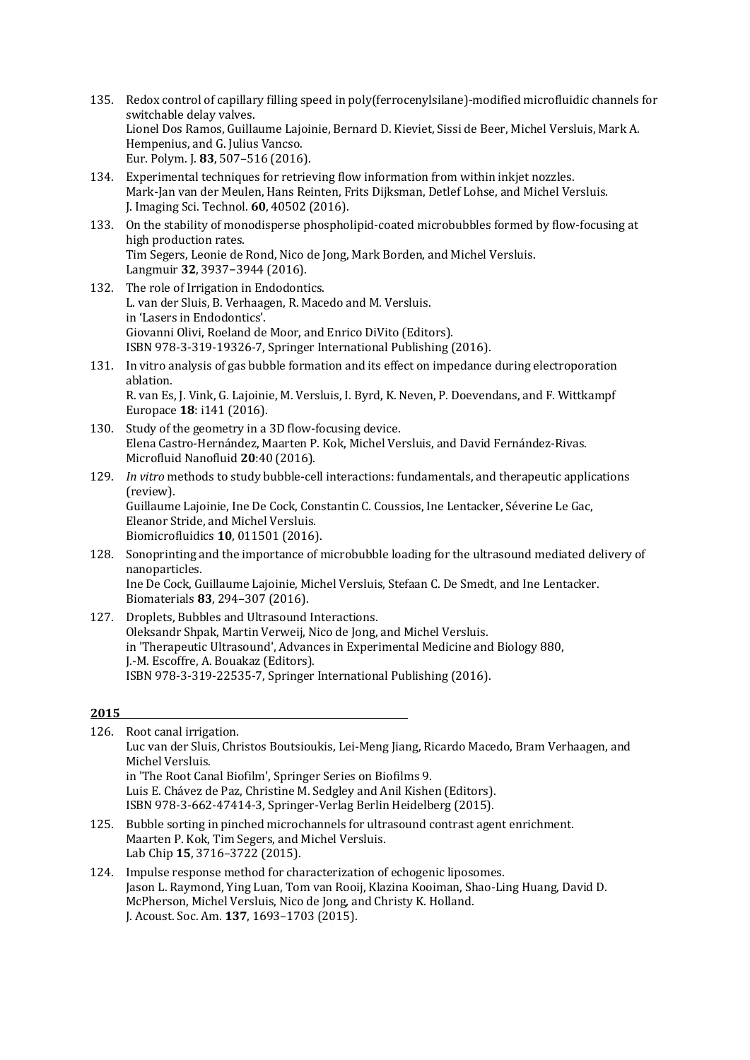135. Redox control of capillary filling speed in poly(ferrocenylsilane)-modified microfluidic channels for switchable delay valves.
     Lionel Dos Ramos, Guillaume Lajoinie, Bernard D. Kieviet, Sissi de Beer, Michel Versluis, Mark A. Hempenius, and G. Julius Vancso.
     Eur. Polym. J. **83**, 507–516 (2016).

134. Experimental techniques for retrieving flow information from within inkjet nozzles.
     Mark-Jan van der Meulen, Hans Reinten, Frits Dijksman, Detlef Lohse, and Michel Versluis.
     J. Imaging Sci. Technol. **60**, 40502 (2016).

133. On the stability of monodisperse phospholipid-coated microbubbles formed by flow-focusing at high production rates.
     Tim Segers, Leonie de Rond, Nico de Jong, Mark Borden, and Michel Versluis.
     Langmuir **32**, 3937–3944 (2016).

132. The role of Irrigation in Endodontics.
     L. van der Sluis, B. Verhaagen, R. Macedo and M. Versluis.
     in 'Lasers in Endodontics'.
     Giovanni Olivi, Roeland de Moor, and Enrico DiVito (Editors).
     ISBN 978-3-319-19326-7, Springer International Publishing (2016).

131. In vitro analysis of gas bubble formation and its effect on impedance during electroporation ablation.
     R. van Es, J. Vink, G. Lajoinie, M. Versluis, I. Byrd, K. Neven, P. Doevendans, and F. Wittkampf
     Europace **18**: i141 (2016).

130. Study of the geometry in a 3D flow-focusing device.
     Elena Castro-Hernández, Maarten P. Kok, Michel Versluis, and David Fernández-Rivas.
     Microfluid Nanofluid **20**:40 (2016).

129. *In vitro* methods to study bubble-cell interactions: fundamentals, and therapeutic applications (review).
     Guillaume Lajoinie, Ine De Cock, Constantin C. Coussios, Ine Lentacker, Séverine Le Gac, Eleanor Stride, and Michel Versluis.
     Biomicrofluidics **10**, 011501 (2016).

128. Sonoprinting and the importance of microbubble loading for the ultrasound mediated delivery of nanoparticles.
     Ine De Cock, Guillaume Lajoinie, Michel Versluis, Stefaan C. De Smedt, and Ine Lentacker.
     Biomaterials **83**, 294–307 (2016).

127. Droplets, Bubbles and Ultrasound Interactions.
     Oleksandr Shpak, Martin Verweij, Nico de Jong, and Michel Versluis.
     in 'Therapeutic Ultrasound', Advances in Experimental Medicine and Biology 880,
     J.-M. Escoffre, A. Bouakaz (Editors).
     ISBN 978-3-319-22535-7, Springer International Publishing (2016).

**2015**

126. Root canal irrigation.
     Luc van der Sluis, Christos Boutsioukis, Lei-Meng Jiang, Ricardo Macedo, Bram Verhaagen, and Michel Versluis.
     in 'The Root Canal Biofilm', Springer Series on Biofilms 9.
     Luis E. Chávez de Paz, Christine M. Sedgley and Anil Kishen (Editors).
     ISBN 978-3-662-47414-3, Springer-Verlag Berlin Heidelberg (2015).

125. Bubble sorting in pinched microchannels for ultrasound contrast agent enrichment.
     Maarten P. Kok, Tim Segers, and Michel Versluis.
     Lab Chip **15**, 3716–3722 (2015).

124. Impulse response method for characterization of echogenic liposomes.
     Jason L. Raymond, Ying Luan, Tom van Rooij, Klazina Kooiman, Shao-Ling Huang, David D. McPherson, Michel Versluis, Nico de Jong, and Christy K. Holland.
     J. Acoust. Soc. Am. **137**, 1693–1703 (2015).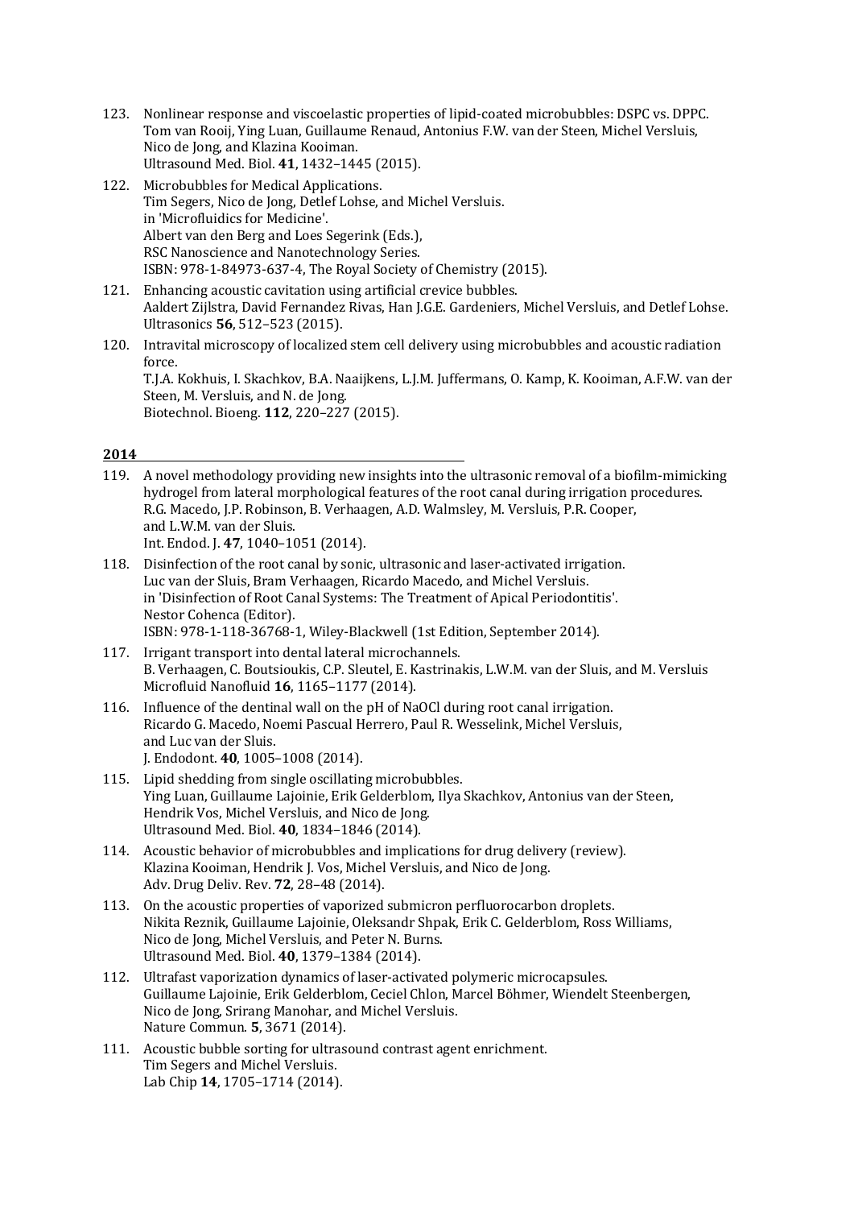123. Nonlinear response and viscoelastic properties of lipid-coated microbubbles: DSPC vs. DPPC.
Tom van Rooij, Ying Luan, Guillaume Renaud, Antonius F.W. van der Steen, Michel Versluis, Nico de Jong, and Klazina Kooiman.
Ultrasound Med. Biol. **41**, 1432–1445 (2015).

122. Microbubbles for Medical Applications.
Tim Segers, Nico de Jong, Detlef Lohse, and Michel Versluis.
in 'Microfluidics for Medicine'.
Albert van den Berg and Loes Segerink (Eds.),
RSC Nanoscience and Nanotechnology Series.
ISBN: 978-1-84973-637-4, The Royal Society of Chemistry (2015).

121. Enhancing acoustic cavitation using artificial crevice bubbles.
Aaldert Zijlstra, David Fernandez Rivas, Han J.G.E. Gardeniers, Michel Versluis, and Detlef Lohse.
Ultrasonics **56**, 512–523 (2015).

120. Intravital microscopy of localized stem cell delivery using microbubbles and acoustic radiation force.
T.J.A. Kokhuis, I. Skachkov, B.A. Naaijkens, L.J.M. Juffermans, O. Kamp, K. Kooiman, A.F.W. van der Steen, M. Versluis, and N. de Jong.
Biotechnol. Bioeng. **112**, 220–227 (2015).

## 2014

119. A novel methodology providing new insights into the ultrasonic removal of a biofilm-mimicking hydrogel from lateral morphological features of the root canal during irrigation procedures.
R.G. Macedo, J.P. Robinson, B. Verhaagen, A.D. Walmsley, M. Versluis, P.R. Cooper, and L.W.M. van der Sluis.
Int. Endod. J. **47**, 1040–1051 (2014).

118. Disinfection of the root canal by sonic, ultrasonic and laser-activated irrigation.
Luc van der Sluis, Bram Verhaagen, Ricardo Macedo, and Michel Versluis.
in 'Disinfection of Root Canal Systems: The Treatment of Apical Periodontitis'.
Nestor Cohenca (Editor).
ISBN: 978-1-118-36768-1, Wiley-Blackwell (1st Edition, September 2014).

117. Irrigant transport into dental lateral microchannels.
B. Verhaagen, C. Boutsioukis, C.P. Sleutel, E. Kastrinakis, L.W.M. van der Sluis, and M. Versluis
Microfluid Nanofluid **16**, 1165–1177 (2014).

116. Influence of the dentinal wall on the pH of NaOCl during root canal irrigation.
Ricardo G. Macedo, Noemi Pascual Herrero, Paul R. Wesselink, Michel Versluis, and Luc van der Sluis.
J. Endodont. **40**, 1005–1008 (2014).

115. Lipid shedding from single oscillating microbubbles.
Ying Luan, Guillaume Lajoinie, Erik Gelderblom, Ilya Skachkov, Antonius van der Steen, Hendrik Vos, Michel Versluis, and Nico de Jong.
Ultrasound Med. Biol. **40**, 1834–1846 (2014).

114. Acoustic behavior of microbubbles and implications for drug delivery (review).
Klazina Kooiman, Hendrik J. Vos, Michel Versluis, and Nico de Jong.
Adv. Drug Deliv. Rev. **72**, 28–48 (2014).

113. On the acoustic properties of vaporized submicron perfluorocarbon droplets.
Nikita Reznik, Guillaume Lajoinie, Oleksandr Shpak, Erik C. Gelderblom, Ross Williams, Nico de Jong, Michel Versluis, and Peter N. Burns.
Ultrasound Med. Biol. **40**, 1379–1384 (2014).

112. Ultrafast vaporization dynamics of laser-activated polymeric microcapsules.
Guillaume Lajoinie, Erik Gelderblom, Ceciel Chlon, Marcel Böhmer, Wiendelt Steenbergen, Nico de Jong, Srirang Manohar, and Michel Versluis.
Nature Commun. **5**, 3671 (2014).

111. Acoustic bubble sorting for ultrasound contrast agent enrichment.
Tim Segers and Michel Versluis.
Lab Chip **14**, 1705–1714 (2014).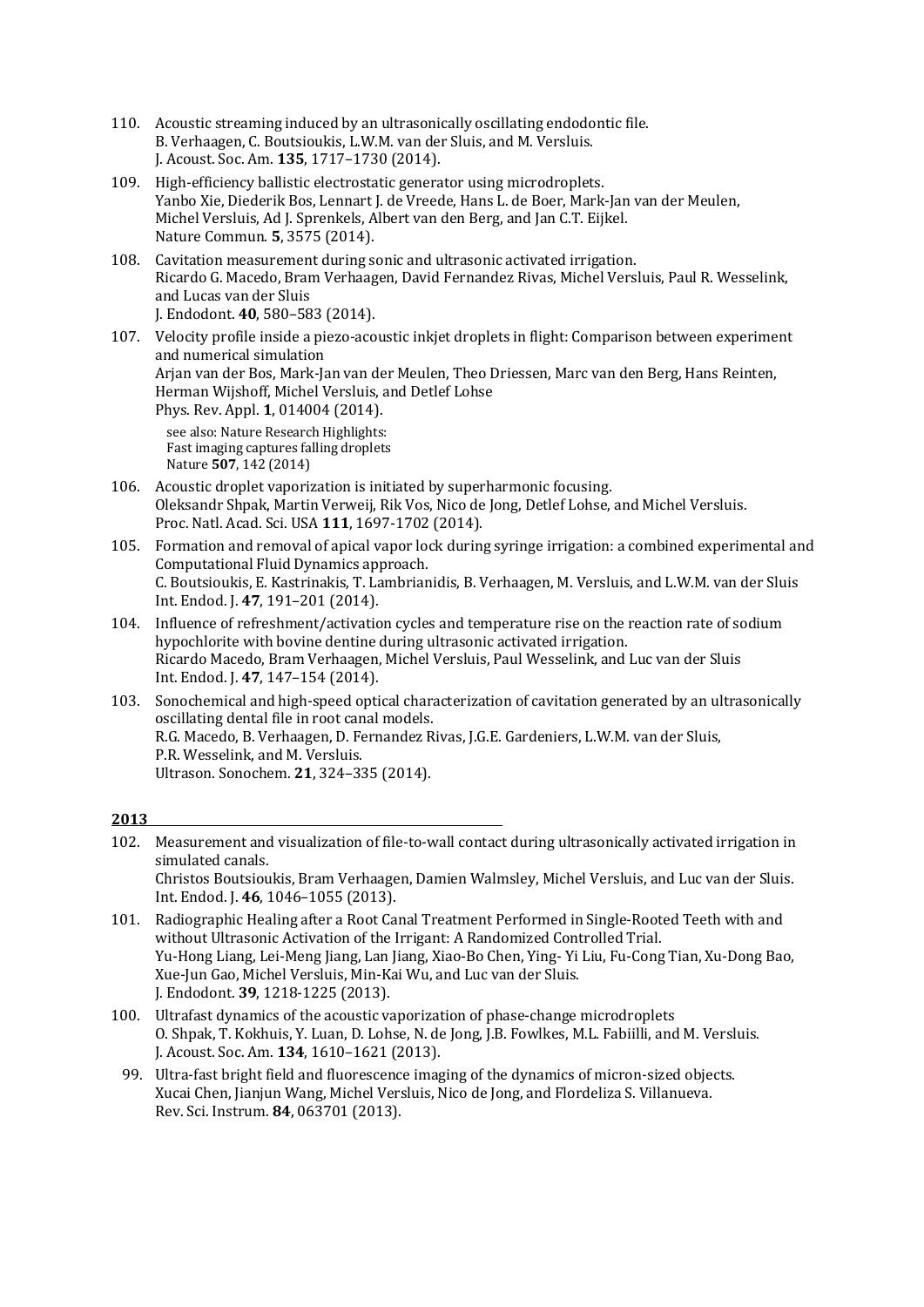110. Acoustic streaming induced by an ultrasonically oscillating endodontic file.
B. Verhaagen, C. Boutsioukis, L.W.M. van der Sluis, and M. Versluis.
J. Acoust. Soc. Am. **135**, 1717–1730 (2014).

109. High-efficiency ballistic electrostatic generator using microdroplets.
Yanbo Xie, Diederik Bos, Lennart J. de Vreede, Hans L. de Boer, Mark-Jan van der Meulen, Michel Versluis, Ad J. Sprenkels, Albert van den Berg, and Jan C.T. Eijkel.
Nature Commun. **5**, 3575 (2014).

108. Cavitation measurement during sonic and ultrasonic activated irrigation.
Ricardo G. Macedo, Bram Verhaagen, David Fernandez Rivas, Michel Versluis, Paul R. Wesselink, and Lucas van der Sluis
J. Endodont. **40**, 580–583 (2014).

107. Velocity profile inside a piezo-acoustic inkjet droplets in flight: Comparison between experiment and numerical simulation
Arjan van der Bos, Mark-Jan van der Meulen, Theo Driessen, Marc van den Berg, Hans Reinten, Herman Wijshoff, Michel Versluis, and Detlef Lohse
Phys. Rev. Appl. **1**, 014004 (2014).
see also: Nature Research Highlights:
Fast imaging captures falling droplets
Nature **507**, 142 (2014)

106. Acoustic droplet vaporization is initiated by superharmonic focusing.
Oleksandr Shpak, Martin Verweij, Rik Vos, Nico de Jong, Detlef Lohse, and Michel Versluis.
Proc. Natl. Acad. Sci. USA **111**, 1697-1702 (2014).

105. Formation and removal of apical vapor lock during syringe irrigation: a combined experimental and Computational Fluid Dynamics approach.
C. Boutsioukis, E. Kastrinakis, T. Lambrianidis, B. Verhaagen, M. Versluis, and L.W.M. van der Sluis
Int. Endod. J. **47**, 191–201 (2014).

104. Influence of refreshment/activation cycles and temperature rise on the reaction rate of sodium hypochlorite with bovine dentine during ultrasonic activated irrigation.
Ricardo Macedo, Bram Verhaagen, Michel Versluis, Paul Wesselink, and Luc van der Sluis
Int. Endod. J. **47**, 147–154 (2014).

103. Sonochemical and high-speed optical characterization of cavitation generated by an ultrasonically oscillating dental file in root canal models.
R.G. Macedo, B. Verhaagen, D. Fernandez Rivas, J.G.E. Gardeniers, L.W.M. van der Sluis, P.R. Wesselink, and M. Versluis.
Ultrason. Sonochem. **21**, 324–335 (2014).

**2013**

102. Measurement and visualization of file-to-wall contact during ultrasonically activated irrigation in simulated canals.
Christos Boutsioukis, Bram Verhaagen, Damien Walmsley, Michel Versluis, and Luc van der Sluis.
Int. Endod. J. **46**, 1046–1055 (2013).

101. Radiographic Healing after a Root Canal Treatment Performed in Single-Rooted Teeth with and without Ultrasonic Activation of the Irrigant: A Randomized Controlled Trial.
Yu-Hong Liang, Lei-Meng Jiang, Lan Jiang, Xiao-Bo Chen, Ying- Yi Liu, Fu-Cong Tian, Xu-Dong Bao, Xue-Jun Gao, Michel Versluis, Min-Kai Wu, and Luc van der Sluis.
J. Endodont. **39**, 1218-1225 (2013).

100. Ultrafast dynamics of the acoustic vaporization of phase-change microdroplets
O. Shpak, T. Kokhuis, Y. Luan, D. Lohse, N. de Jong, J.B. Fowlkes, M.L. Fabiilli, and M. Versluis.
J. Acoust. Soc. Am. **134**, 1610–1621 (2013).

99. Ultra-fast bright field and fluorescence imaging of the dynamics of micron-sized objects.
Xucai Chen, Jianjun Wang, Michel Versluis, Nico de Jong, and Flordeliza S. Villanueva.
Rev. Sci. Instrum. **84**, 063701 (2013).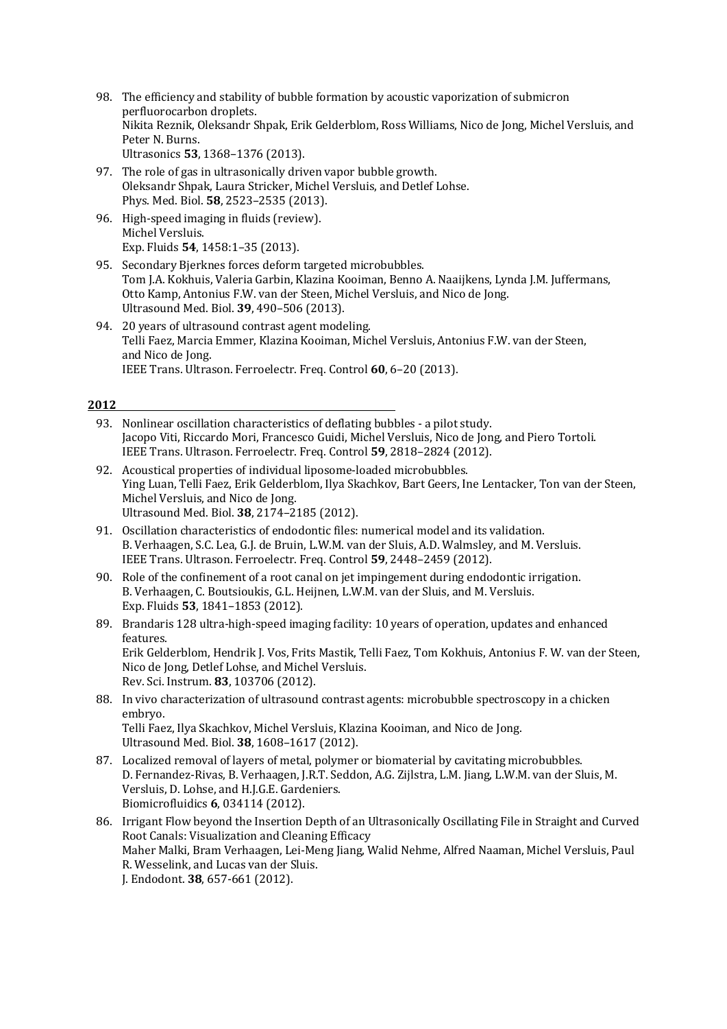98. The efficiency and stability of bubble formation by acoustic vaporization of submicron perfluorocarbon droplets.
    Nikita Reznik, Oleksandr Shpak, Erik Gelderblom, Ross Williams, Nico de Jong, Michel Versluis, and Peter N. Burns.
    Ultrasonics **53**, 1368–1376 (2013).
97. The role of gas in ultrasonically driven vapor bubble growth.
    Oleksandr Shpak, Laura Stricker, Michel Versluis, and Detlef Lohse.
    Phys. Med. Biol. **58**, 2523–2535 (2013).
96. High-speed imaging in fluids (review).
    Michel Versluis.
    Exp. Fluids **54**, 1458:1–35 (2013).
95. Secondary Bjerknes forces deform targeted microbubbles.
    Tom J.A. Kokhuis, Valeria Garbin, Klazina Kooiman, Benno A. Naaijkens, Lynda J.M. Juffermans, Otto Kamp, Antonius F.W. van der Steen, Michel Versluis, and Nico de Jong.
    Ultrasound Med. Biol. **39**, 490–506 (2013).
94. 20 years of ultrasound contrast agent modeling.
    Telli Faez, Marcia Emmer, Klazina Kooiman, Michel Versluis, Antonius F.W. van der Steen, and Nico de Jong.
    IEEE Trans. Ultrason. Ferroelectr. Freq. Control **60**, 6–20 (2013).

**2012**

93. Nonlinear oscillation characteristics of deflating bubbles - a pilot study.
    Jacopo Viti, Riccardo Mori, Francesco Guidi, Michel Versluis, Nico de Jong, and Piero Tortoli.
    IEEE Trans. Ultrason. Ferroelectr. Freq. Control **59**, 2818–2824 (2012).
92. Acoustical properties of individual liposome-loaded microbubbles.
    Ying Luan, Telli Faez, Erik Gelderblom, Ilya Skachkov, Bart Geers, Ine Lentacker, Ton van der Steen, Michel Versluis, and Nico de Jong.
    Ultrasound Med. Biol. **38**, 2174–2185 (2012).
91. Oscillation characteristics of endodontic files: numerical model and its validation.
    B. Verhaagen, S.C. Lea, G.J. de Bruin, L.W.M. van der Sluis, A.D. Walmsley, and M. Versluis.
    IEEE Trans. Ultrason. Ferroelectr. Freq. Control **59**, 2448–2459 (2012).
90. Role of the confinement of a root canal on jet impingement during endodontic irrigation.
    B. Verhaagen, C. Boutsioukis, G.L. Heijnen, L.W.M. van der Sluis, and M. Versluis.
    Exp. Fluids **53**, 1841–1853 (2012).
89. Brandaris 128 ultra-high-speed imaging facility: 10 years of operation, updates and enhanced features.
    Erik Gelderblom, Hendrik J. Vos, Frits Mastik, Telli Faez, Tom Kokhuis, Antonius F. W. van der Steen, Nico de Jong, Detlef Lohse, and Michel Versluis.
    Rev. Sci. Instrum. **83**, 103706 (2012).
88. In vivo characterization of ultrasound contrast agents: microbubble spectroscopy in a chicken embryo.
    Telli Faez, Ilya Skachkov, Michel Versluis, Klazina Kooiman, and Nico de Jong.
    Ultrasound Med. Biol. **38**, 1608–1617 (2012).
87. Localized removal of layers of metal, polymer or biomaterial by cavitating microbubbles.
    D. Fernandez-Rivas, B. Verhaagen, J.R.T. Seddon, A.G. Zijlstra, L.M. Jiang, L.W.M. van der Sluis, M. Versluis, D. Lohse, and H.J.G.E. Gardeniers.
    Biomicrofluidics **6**, 034114 (2012).
86. Irrigant Flow beyond the Insertion Depth of an Ultrasonically Oscillating File in Straight and Curved Root Canals: Visualization and Cleaning Efficacy
    Maher Malki, Bram Verhaagen, Lei-Meng Jiang, Walid Nehme, Alfred Naaman, Michel Versluis, Paul R. Wesselink, and Lucas van der Sluis.
    J. Endodont. **38**, 657-661 (2012).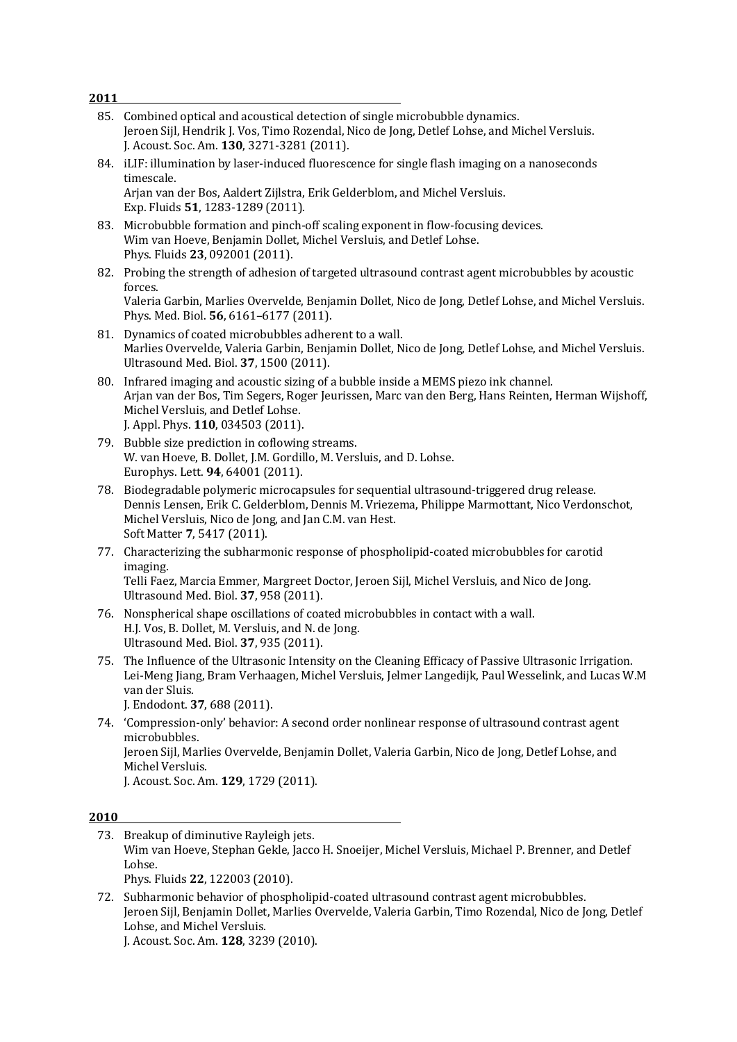**2011**

85. Combined optical and acoustical detection of single microbubble dynamics.
    Jeroen Sijl, Hendrik J. Vos, Timo Rozendal, Nico de Jong, Detlef Lohse, and Michel Versluis.
    J. Acoust. Soc. Am. **130**, 3271-3281 (2011).

84. iLIF: illumination by laser-induced fluorescence for single flash imaging on a nanoseconds timescale.
    Arjan van der Bos, Aaldert Zijlstra, Erik Gelderblom, and Michel Versluis.
    Exp. Fluids **51**, 1283-1289 (2011).

83. Microbubble formation and pinch-off scaling exponent in flow-focusing devices.
    Wim van Hoeve, Benjamin Dollet, Michel Versluis, and Detlef Lohse.
    Phys. Fluids **23**, 092001 (2011).

82. Probing the strength of adhesion of targeted ultrasound contrast agent microbubbles by acoustic forces.
    Valeria Garbin, Marlies Overvelde, Benjamin Dollet, Nico de Jong, Detlef Lohse, and Michel Versluis.
    Phys. Med. Biol. **56**, 6161–6177 (2011).

81. Dynamics of coated microbubbles adherent to a wall.
    Marlies Overvelde, Valeria Garbin, Benjamin Dollet, Nico de Jong, Detlef Lohse, and Michel Versluis.
    Ultrasound Med. Biol. **37**, 1500 (2011).

80. Infrared imaging and acoustic sizing of a bubble inside a MEMS piezo ink channel.
    Arjan van der Bos, Tim Segers, Roger Jeurissen, Marc van den Berg, Hans Reinten, Herman Wijshoff, Michel Versluis, and Detlef Lohse.
    J. Appl. Phys. **110**, 034503 (2011).

79. Bubble size prediction in coflowing streams.
    W. van Hoeve, B. Dollet, J.M. Gordillo, M. Versluis, and D. Lohse.
    Europhys. Lett. **94**, 64001 (2011).

78. Biodegradable polymeric microcapsules for sequential ultrasound-triggered drug release.
    Dennis Lensen, Erik C. Gelderblom, Dennis M. Vriezema, Philippe Marmottant, Nico Verdonschot, Michel Versluis, Nico de Jong, and Jan C.M. van Hest.
    Soft Matter **7**, 5417 (2011).

77. Characterizing the subharmonic response of phospholipid-coated microbubbles for carotid imaging.
    Telli Faez, Marcia Emmer, Margreet Doctor, Jeroen Sijl, Michel Versluis, and Nico de Jong.
    Ultrasound Med. Biol. **37**, 958 (2011).

76. Nonspherical shape oscillations of coated microbubbles in contact with a wall.
    H.J. Vos, B. Dollet, M. Versluis, and N. de Jong.
    Ultrasound Med. Biol. **37**, 935 (2011).

75. The Influence of the Ultrasonic Intensity on the Cleaning Efficacy of Passive Ultrasonic Irrigation.
    Lei-Meng Jiang, Bram Verhaagen, Michel Versluis, Jelmer Langedijk, Paul Wesselink, and Lucas W.M van der Sluis.
    J. Endodont. **37**, 688 (2011).

74. 'Compression-only' behavior: A second order nonlinear response of ultrasound contrast agent microbubbles.
    Jeroen Sijl, Marlies Overvelde, Benjamin Dollet, Valeria Garbin, Nico de Jong, Detlef Lohse, and Michel Versluis.
    J. Acoust. Soc. Am. **129**, 1729 (2011).

**2010**

73. Breakup of diminutive Rayleigh jets.
    Wim van Hoeve, Stephan Gekle, Jacco H. Snoeijer, Michel Versluis, Michael P. Brenner, and Detlef Lohse.
    Phys. Fluids **22**, 122003 (2010).

72. Subharmonic behavior of phospholipid-coated ultrasound contrast agent microbubbles.
    Jeroen Sijl, Benjamin Dollet, Marlies Overvelde, Valeria Garbin, Timo Rozendal, Nico de Jong, Detlef Lohse, and Michel Versluis.
    J. Acoust. Soc. Am. **128**, 3239 (2010).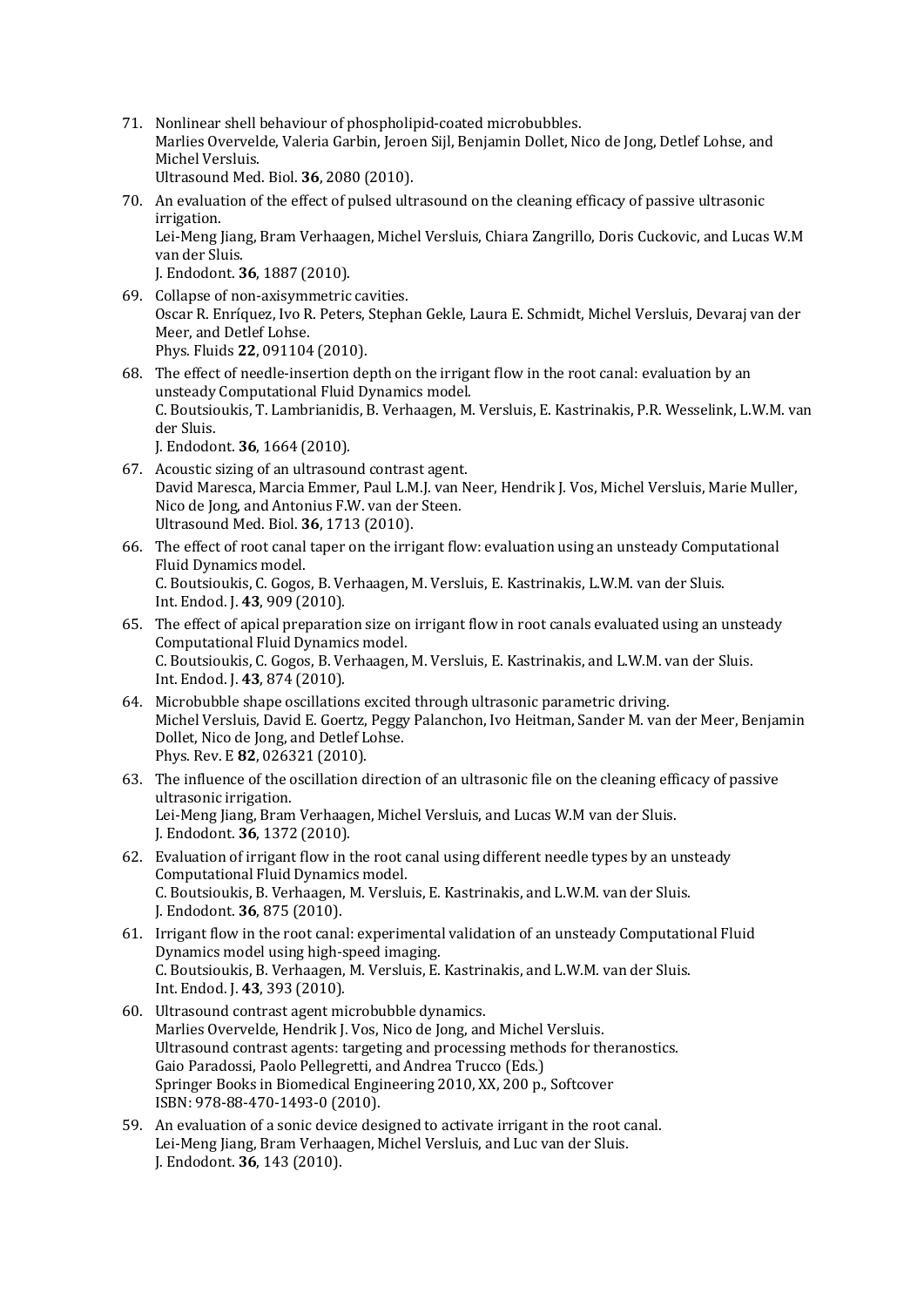71. Nonlinear shell behaviour of phospholipid-coated microbubbles.
    Marlies Overvelde, Valeria Garbin, Jeroen Sijl, Benjamin Dollet, Nico de Jong, Detlef Lohse, and Michel Versluis.
    Ultrasound Med. Biol. **36**, 2080 (2010).

70. An evaluation of the effect of pulsed ultrasound on the cleaning efficacy of passive ultrasonic irrigation.
    Lei-Meng Jiang, Bram Verhaagen, Michel Versluis, Chiara Zangrillo, Doris Cuckovic, and Lucas W.M van der Sluis.
    J. Endodont. **36**, 1887 (2010).

69. Collapse of non-axisymmetric cavities.
    Oscar R. Enríquez, Ivo R. Peters, Stephan Gekle, Laura E. Schmidt, Michel Versluis, Devaraj van der Meer, and Detlef Lohse.
    Phys. Fluids **22**, 091104 (2010).

68. The effect of needle-insertion depth on the irrigant flow in the root canal: evaluation by an unsteady Computational Fluid Dynamics model.
    C. Boutsioukis, T. Lambrianidis, B. Verhaagen, M. Versluis, E. Kastrinakis, P.R. Wesselink, L.W.M. van der Sluis.
    J. Endodont. **36**, 1664 (2010).

67. Acoustic sizing of an ultrasound contrast agent.
    David Maresca, Marcia Emmer, Paul L.M.J. van Neer, Hendrik J. Vos, Michel Versluis, Marie Muller, Nico de Jong, and Antonius F.W. van der Steen.
    Ultrasound Med. Biol. **36**, 1713 (2010).

66. The effect of root canal taper on the irrigant flow: evaluation using an unsteady Computational Fluid Dynamics model.
    C. Boutsioukis, C. Gogos, B. Verhaagen, M. Versluis, E. Kastrinakis, L.W.M. van der Sluis.
    Int. Endod. J. **43**, 909 (2010).

65. The effect of apical preparation size on irrigant flow in root canals evaluated using an unsteady Computational Fluid Dynamics model.
    C. Boutsioukis, C. Gogos, B. Verhaagen, M. Versluis, E. Kastrinakis, and L.W.M. van der Sluis.
    Int. Endod. J. **43**, 874 (2010).

64. Microbubble shape oscillations excited through ultrasonic parametric driving.
    Michel Versluis, David E. Goertz, Peggy Palanchon, Ivo Heitman, Sander M. van der Meer, Benjamin Dollet, Nico de Jong, and Detlef Lohse.
    Phys. Rev. E **82**, 026321 (2010).

63. The influence of the oscillation direction of an ultrasonic file on the cleaning efficacy of passive ultrasonic irrigation.
    Lei-Meng Jiang, Bram Verhaagen, Michel Versluis, and Lucas W.M van der Sluis.
    J. Endodont. **36**, 1372 (2010).

62. Evaluation of irrigant flow in the root canal using different needle types by an unsteady Computational Fluid Dynamics model.
    C. Boutsioukis, B. Verhaagen, M. Versluis, E. Kastrinakis, and L.W.M. van der Sluis.
    J. Endodont. **36**, 875 (2010).

61. Irrigant flow in the root canal: experimental validation of an unsteady Computational Fluid Dynamics model using high-speed imaging.
    C. Boutsioukis, B. Verhaagen, M. Versluis, E. Kastrinakis, and L.W.M. van der Sluis.
    Int. Endod. J. **43**, 393 (2010).

60. Ultrasound contrast agent microbubble dynamics.
    Marlies Overvelde, Hendrik J. Vos, Nico de Jong, and Michel Versluis.
    Ultrasound contrast agents: targeting and processing methods for theranostics.
    Gaio Paradossi, Paolo Pellegretti, and Andrea Trucco (Eds.)
    Springer Books in Biomedical Engineering 2010, XX, 200 p., Softcover
    ISBN: 978-88-470-1493-0 (2010).

59. An evaluation of a sonic device designed to activate irrigant in the root canal.
    Lei-Meng Jiang, Bram Verhaagen, Michel Versluis, and Luc van der Sluis.
    J. Endodont. **36**, 143 (2010).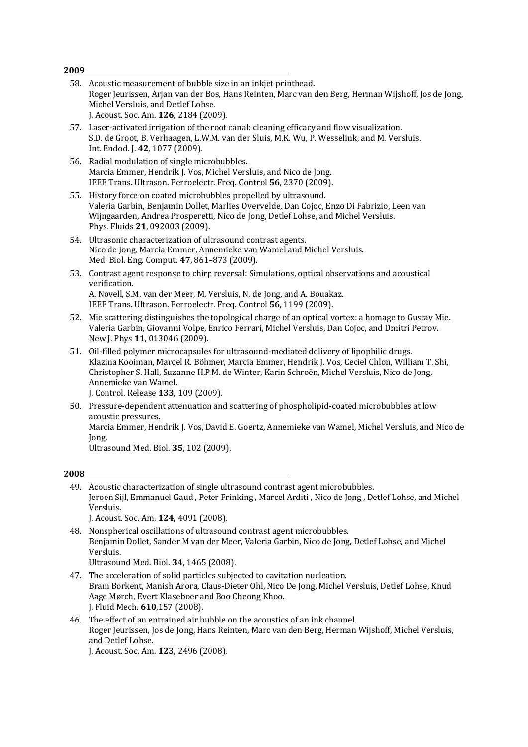**2009**

58. Acoustic measurement of bubble size in an inkjet printhead.
    Roger Jeurissen, Arjan van der Bos, Hans Reinten, Marc van den Berg, Herman Wijshoff, Jos de Jong, Michel Versluis, and Detlef Lohse.
    J. Acoust. Soc. Am. **126**, 2184 (2009).

57. Laser-activated irrigation of the root canal: cleaning efficacy and flow visualization.
    S.D. de Groot, B. Verhaagen, L.W.M. van der Sluis, M.K. Wu, P. Wesselink, and M. Versluis.
    Int. Endod. J. **42**, 1077 (2009).

56. Radial modulation of single microbubbles.
    Marcia Emmer, Hendrik J. Vos, Michel Versluis, and Nico de Jong.
    IEEE Trans. Ultrason. Ferroelectr. Freq. Control **56**, 2370 (2009).

55. History force on coated microbubbles propelled by ultrasound.
    Valeria Garbin, Benjamin Dollet, Marlies Overvelde, Dan Cojoc, Enzo Di Fabrizio, Leen van Wijngaarden, Andrea Prosperetti, Nico de Jong, Detlef Lohse, and Michel Versluis.
    Phys. Fluids **21**, 092003 (2009).

54. Ultrasonic characterization of ultrasound contrast agents.
    Nico de Jong, Marcia Emmer, Annemieke van Wamel and Michel Versluis.
    Med. Biol. Eng. Comput. **47**, 861–873 (2009).

53. Contrast agent response to chirp reversal: Simulations, optical observations and acoustical verification.
    A. Novell, S.M. van der Meer, M. Versluis, N. de Jong, and A. Bouakaz.
    IEEE Trans. Ultrason. Ferroelectr. Freq. Control **56**, 1199 (2009).

52. Mie scattering distinguishes the topological charge of an optical vortex: a homage to Gustav Mie.
    Valeria Garbin, Giovanni Volpe, Enrico Ferrari, Michel Versluis, Dan Cojoc, and Dmitri Petrov.
    New J. Phys **11**, 013046 (2009).

51. Oil-filled polymer microcapsules for ultrasound-mediated delivery of lipophilic drugs.
    Klazina Kooiman, Marcel R. Böhmer, Marcia Emmer, Hendrik J. Vos, Ceciel Chlon, William T. Shi, Christopher S. Hall, Suzanne H.P.M. de Winter, Karin Schroën, Michel Versluis, Nico de Jong, Annemieke van Wamel.
    J. Control. Release **133**, 109 (2009).

50. Pressure-dependent attenuation and scattering of phospholipid-coated microbubbles at low acoustic pressures.
    Marcia Emmer, Hendrik J. Vos, David E. Goertz, Annemieke van Wamel, Michel Versluis, and Nico de Jong.
    Ultrasound Med. Biol. **35**, 102 (2009).

**2008**

49. Acoustic characterization of single ultrasound contrast agent microbubbles.
    Jeroen Sijl, Emmanuel Gaud , Peter Frinking , Marcel Arditi , Nico de Jong , Detlef Lohse, and Michel Versluis.
    J. Acoust. Soc. Am. **124**, 4091 (2008).

48. Nonspherical oscillations of ultrasound contrast agent microbubbles.
    Benjamin Dollet, Sander M van der Meer, Valeria Garbin, Nico de Jong, Detlef Lohse, and Michel Versluis.
    Ultrasound Med. Biol. **34**, 1465 (2008).

47. The acceleration of solid particles subjected to cavitation nucleation.
    Bram Borkent, Manish Arora, Claus-Dieter Ohl, Nico De Jong, Michel Versluis, Detlef Lohse, Knud Aage Mørch, Evert Klaseboer and Boo Cheong Khoo.
    J. Fluid Mech. **610**,157 (2008).

46. The effect of an entrained air bubble on the acoustics of an ink channel.
    Roger Jeurissen, Jos de Jong, Hans Reinten, Marc van den Berg, Herman Wijshoff, Michel Versluis, and Detlef Lohse.
    J. Acoust. Soc. Am. **123**, 2496 (2008).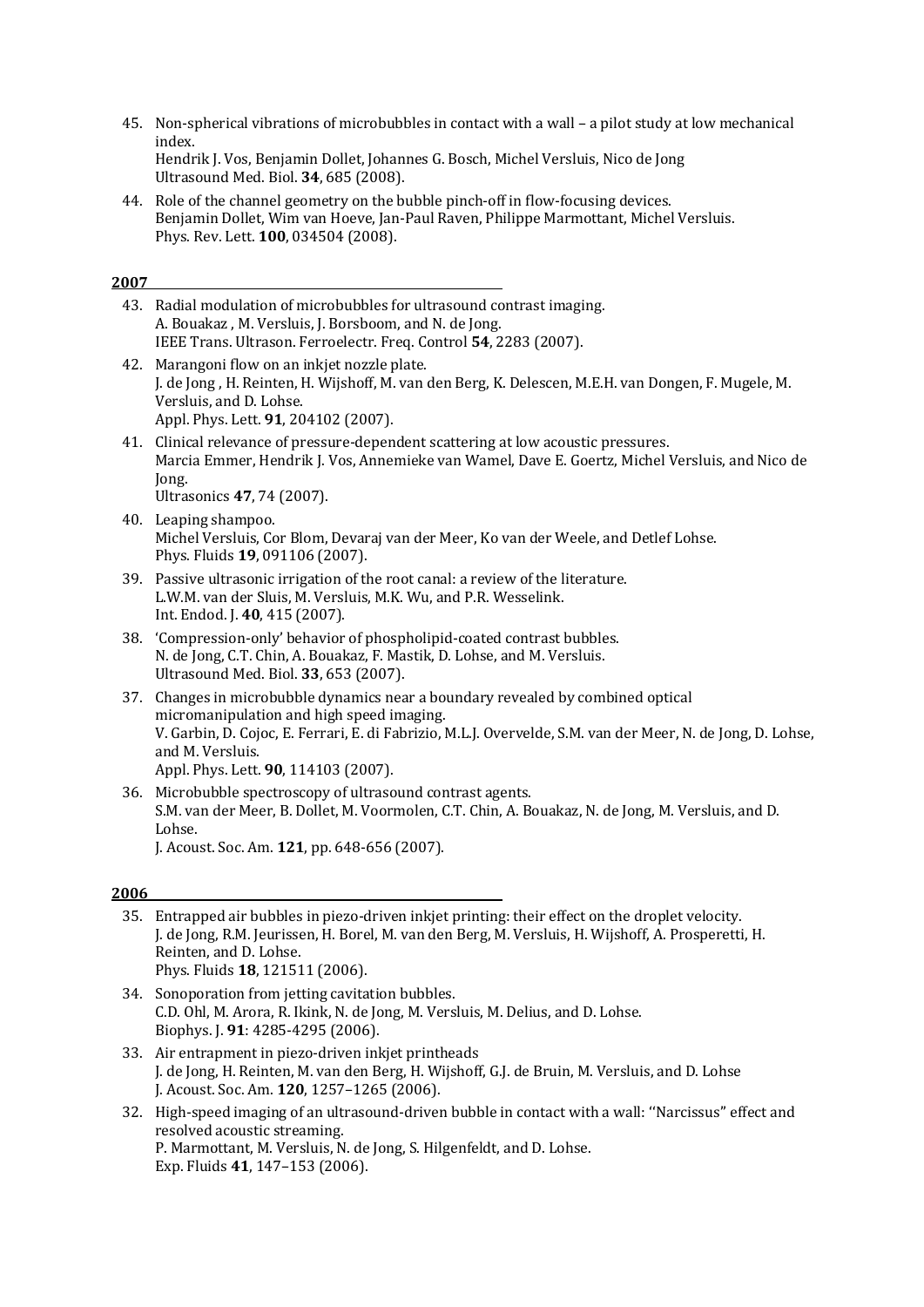45. Non-spherical vibrations of microbubbles in contact with a wall – a pilot study at low mechanical index.
    Hendrik J. Vos, Benjamin Dollet, Johannes G. Bosch, Michel Versluis, Nico de Jong
    Ultrasound Med. Biol. **34**, 685 (2008).

44. Role of the channel geometry on the bubble pinch-off in flow-focusing devices.
    Benjamin Dollet, Wim van Hoeve, Jan-Paul Raven, Philippe Marmottant, Michel Versluis.
    Phys. Rev. Lett. **100**, 034504 (2008).

## 2007

43. Radial modulation of microbubbles for ultrasound contrast imaging.
    A. Bouakaz , M. Versluis, J. Borsboom, and N. de Jong.
    IEEE Trans. Ultrason. Ferroelectr. Freq. Control **54**, 2283 (2007).

42. Marangoni flow on an inkjet nozzle plate.
    J. de Jong , H. Reinten, H. Wijshoff, M. van den Berg, K. Delescen, M.E.H. van Dongen, F. Mugele, M. Versluis, and D. Lohse.
    Appl. Phys. Lett. **91**, 204102 (2007).

41. Clinical relevance of pressure-dependent scattering at low acoustic pressures.
    Marcia Emmer, Hendrik J. Vos, Annemieke van Wamel, Dave E. Goertz, Michel Versluis, and Nico de Jong.
    Ultrasonics **47**, 74 (2007).

40. Leaping shampoo.
    Michel Versluis, Cor Blom, Devaraj van der Meer, Ko van der Weele, and Detlef Lohse.
    Phys. Fluids **19**, 091106 (2007).

39. Passive ultrasonic irrigation of the root canal: a review of the literature.
    L.W.M. van der Sluis, M. Versluis, M.K. Wu, and P.R. Wesselink.
    Int. Endod. J. **40**, 415 (2007).

38. 'Compression-only' behavior of phospholipid-coated contrast bubbles.
    N. de Jong, C.T. Chin, A. Bouakaz, F. Mastik, D. Lohse, and M. Versluis.
    Ultrasound Med. Biol. **33**, 653 (2007).

37. Changes in microbubble dynamics near a boundary revealed by combined optical micromanipulation and high speed imaging.
    V. Garbin, D. Cojoc, E. Ferrari, E. di Fabrizio, M.L.J. Overvelde, S.M. van der Meer, N. de Jong, D. Lohse, and M. Versluis.
    Appl. Phys. Lett. **90**, 114103 (2007).

36. Microbubble spectroscopy of ultrasound contrast agents.
    S.M. van der Meer, B. Dollet, M. Voormolen, C.T. Chin, A. Bouakaz, N. de Jong, M. Versluis, and D. Lohse.
    J. Acoust. Soc. Am. **121**, pp. 648-656 (2007).

## 2006

35. Entrapped air bubbles in piezo-driven inkjet printing: their effect on the droplet velocity.
    J. de Jong, R.M. Jeurissen, H. Borel, M. van den Berg, M. Versluis, H. Wijshoff, A. Prosperetti, H. Reinten, and D. Lohse.
    Phys. Fluids **18**, 121511 (2006).

34. Sonoporation from jetting cavitation bubbles.
    C.D. Ohl, M. Arora, R. Ikink, N. de Jong, M. Versluis, M. Delius, and D. Lohse.
    Biophys. J. **91**: 4285-4295 (2006).

33. Air entrapment in piezo-driven inkjet printheads
    J. de Jong, H. Reinten, M. van den Berg, H. Wijshoff, G.J. de Bruin, M. Versluis, and D. Lohse
    J. Acoust. Soc. Am. **120**, 1257–1265 (2006).

32. High-speed imaging of an ultrasound-driven bubble in contact with a wall: ''Narcissus" effect and resolved acoustic streaming.
    P. Marmottant, M. Versluis, N. de Jong, S. Hilgenfeldt, and D. Lohse.
    Exp. Fluids **41**, 147–153 (2006).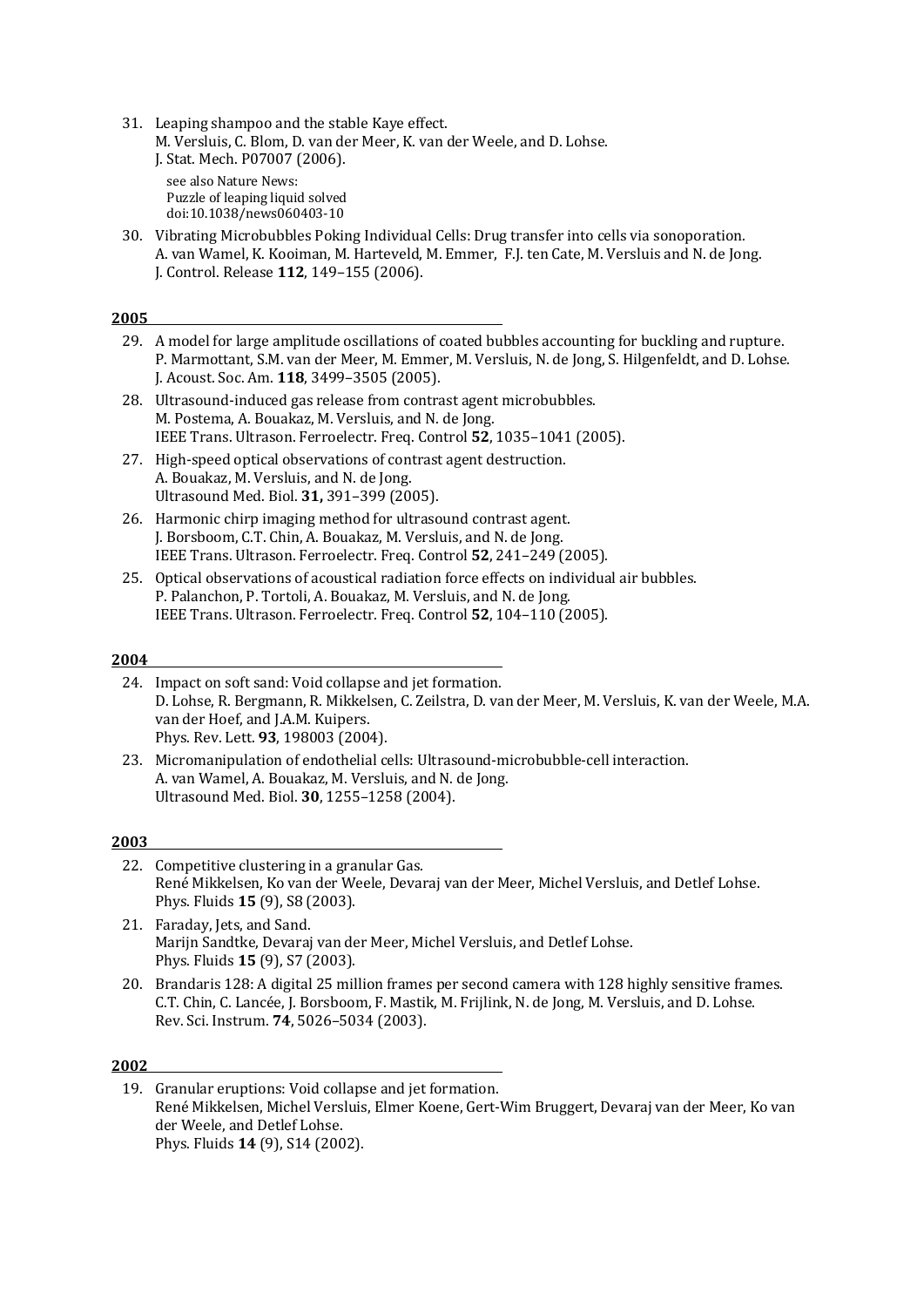31. Leaping shampoo and the stable Kaye effect.  
M. Versluis, C. Blom, D. van der Meer, K. van der Weele, and D. Lohse.  
J. Stat. Mech. P07007 (2006).  
see also Nature News:  
Puzzle of leaping liquid solved  
doi:10.1038/news060403-10

30. Vibrating Microbubbles Poking Individual Cells: Drug transfer into cells via sonoporation.  
A. van Wamel, K. Kooiman, M. Harteveld, M. Emmer, F.J. ten Cate, M. Versluis and N. de Jong.  
J. Control. Release **112**, 149–155 (2006).

## 2005

29. A model for large amplitude oscillations of coated bubbles accounting for buckling and rupture.  
P. Marmottant, S.M. van der Meer, M. Emmer, M. Versluis, N. de Jong, S. Hilgenfeldt, and D. Lohse.  
J. Acoust. Soc. Am. **118**, 3499–3505 (2005).

28. Ultrasound-induced gas release from contrast agent microbubbles.  
M. Postema, A. Bouakaz, M. Versluis, and N. de Jong.  
IEEE Trans. Ultrason. Ferroelectr. Freq. Control **52**, 1035–1041 (2005).

27. High-speed optical observations of contrast agent destruction.  
A. Bouakaz, M. Versluis, and N. de Jong.  
Ultrasound Med. Biol. **31,** 391–399 (2005).

26. Harmonic chirp imaging method for ultrasound contrast agent.  
J. Borsboom, C.T. Chin, A. Bouakaz, M. Versluis, and N. de Jong.  
IEEE Trans. Ultrason. Ferroelectr. Freq. Control **52**, 241–249 (2005).

25. Optical observations of acoustical radiation force effects on individual air bubbles.  
P. Palanchon, P. Tortoli, A. Bouakaz, M. Versluis, and N. de Jong.  
IEEE Trans. Ultrason. Ferroelectr. Freq. Control **52**, 104–110 (2005).

## 2004

24. Impact on soft sand: Void collapse and jet formation.  
D. Lohse, R. Bergmann, R. Mikkelsen, C. Zeilstra, D. van der Meer, M. Versluis, K. van der Weele, M.A. van der Hoef, and J.A.M. Kuipers.  
Phys. Rev. Lett. **93**, 198003 (2004).

23. Micromanipulation of endothelial cells: Ultrasound-microbubble-cell interaction.  
A. van Wamel, A. Bouakaz, M. Versluis, and N. de Jong.  
Ultrasound Med. Biol. **30**, 1255–1258 (2004).

## 2003

22. Competitive clustering in a granular Gas.  
René Mikkelsen, Ko van der Weele, Devaraj van der Meer, Michel Versluis, and Detlef Lohse.  
Phys. Fluids **15** (9), S8 (2003).

21. Faraday, Jets, and Sand.  
Marijn Sandtke, Devaraj van der Meer, Michel Versluis, and Detlef Lohse.  
Phys. Fluids **15** (9), S7 (2003).

20. Brandaris 128: A digital 25 million frames per second camera with 128 highly sensitive frames.  
C.T. Chin, C. Lancée, J. Borsboom, F. Mastik, M. Frijlink, N. de Jong, M. Versluis, and D. Lohse.  
Rev. Sci. Instrum. **74**, 5026–5034 (2003).

## 2002

19. Granular eruptions: Void collapse and jet formation.  
René Mikkelsen, Michel Versluis, Elmer Koene, Gert-Wim Bruggert, Devaraj van der Meer, Ko van der Weele, and Detlef Lohse.  
Phys. Fluids **14** (9), S14 (2002).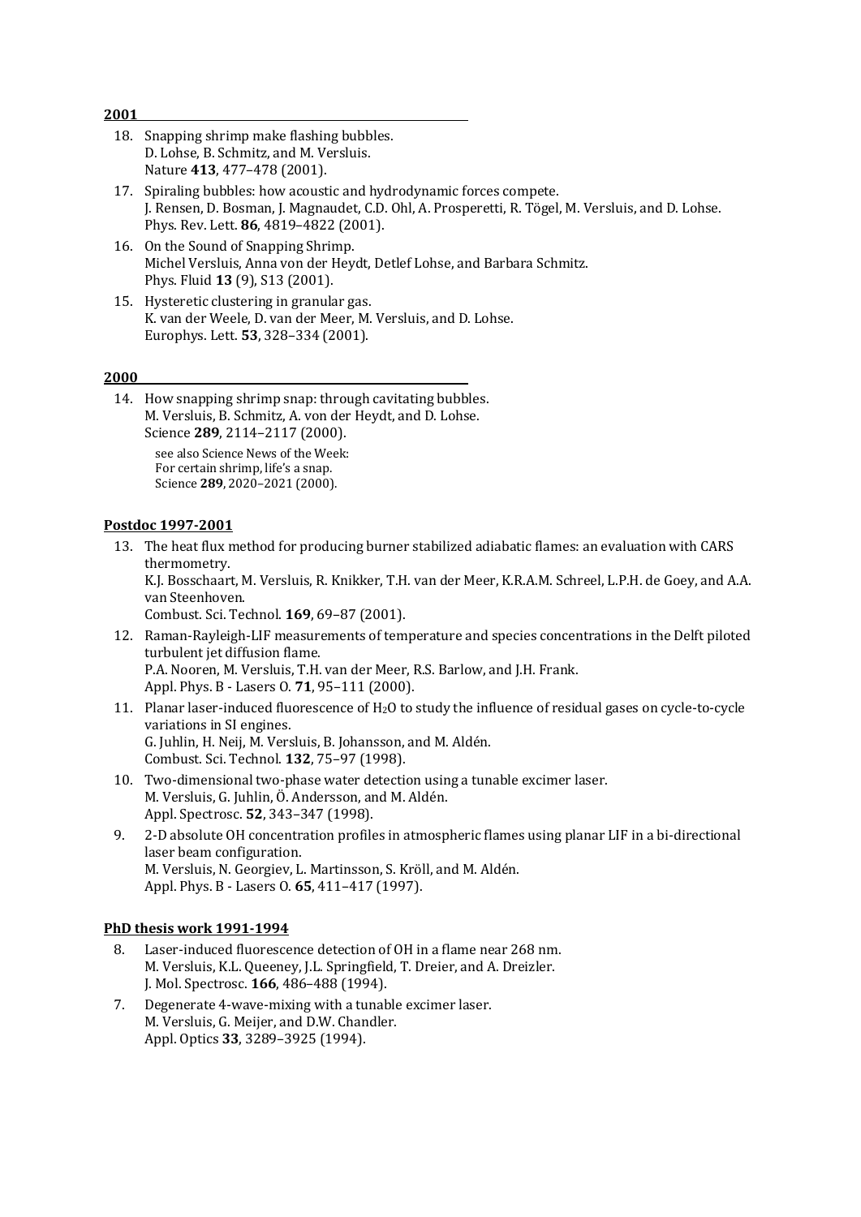**2001**

18. Snapping shrimp make flashing bubbles.  
D. Lohse, B. Schmitz, and M. Versluis.  
Nature **413**, 477–478 (2001).

17. Spiraling bubbles: how acoustic and hydrodynamic forces compete.  
J. Rensen, D. Bosman, J. Magnaudet, C.D. Ohl, A. Prosperetti, R. Tögel, M. Versluis, and D. Lohse.  
Phys. Rev. Lett. **86**, 4819–4822 (2001).

16. On the Sound of Snapping Shrimp.  
Michel Versluis, Anna von der Heydt, Detlef Lohse, and Barbara Schmitz.  
Phys. Fluid **13** (9), S13 (2001).

15. Hysteretic clustering in granular gas.  
K. van der Weele, D. van der Meer, M. Versluis, and D. Lohse.  
Europhys. Lett. **53**, 328–334 (2001).

**2000**

14. How snapping shrimp snap: through cavitating bubbles.  
M. Versluis, B. Schmitz, A. von der Heydt, and D. Lohse.  
Science **289**, 2114–2117 (2000).

    see also Science News of the Week:  
    For certain shrimp, life's a snap.  
    Science **289**, 2020–2021 (2000).

**Postdoc 1997-2001**

13. The heat flux method for producing burner stabilized adiabatic flames: an evaluation with CARS thermometry.  
K.J. Bosschaart, M. Versluis, R. Knikker, T.H. van der Meer, K.R.A.M. Schreel, L.P.H. de Goey, and A.A. van Steenhoven.  
Combust. Sci. Technol. **169**, 69–87 (2001).

12. Raman-Rayleigh-LIF measurements of temperature and species concentrations in the Delft piloted turbulent jet diffusion flame.  
P.A. Nooren, M. Versluis, T.H. van der Meer, R.S. Barlow, and J.H. Frank.  
Appl. Phys. B - Lasers O. **71**, 95–111 (2000).

11. Planar laser-induced fluorescence of $H_2O$ to study the influence of residual gases on cycle-to-cycle variations in SI engines.  
G. Juhlin, H. Neij, M. Versluis, B. Johansson, and M. Aldén.  
Combust. Sci. Technol. **132**, 75–97 (1998).

10. Two-dimensional two-phase water detection using a tunable excimer laser.  
M. Versluis, G. Juhlin, Ö. Andersson, and M. Aldén.  
Appl. Spectrosc. **52**, 343–347 (1998).

9. 2-D absolute OH concentration profiles in atmospheric flames using planar LIF in a bi-directional laser beam configuration.  
M. Versluis, N. Georgiev, L. Martinsson, S. Kröll, and M. Aldén.  
Appl. Phys. B - Lasers O. **65**, 411–417 (1997).

**PhD thesis work 1991-1994**

8. Laser-induced fluorescence detection of OH in a flame near 268 nm.  
M. Versluis, K.L. Queeney, J.L. Springfield, T. Dreier, and A. Dreizler.  
J. Mol. Spectrosc. **166**, 486–488 (1994).

7. Degenerate 4-wave-mixing with a tunable excimer laser.  
M. Versluis, G. Meijer, and D.W. Chandler.  
Appl. Optics **33**, 3289–3925 (1994).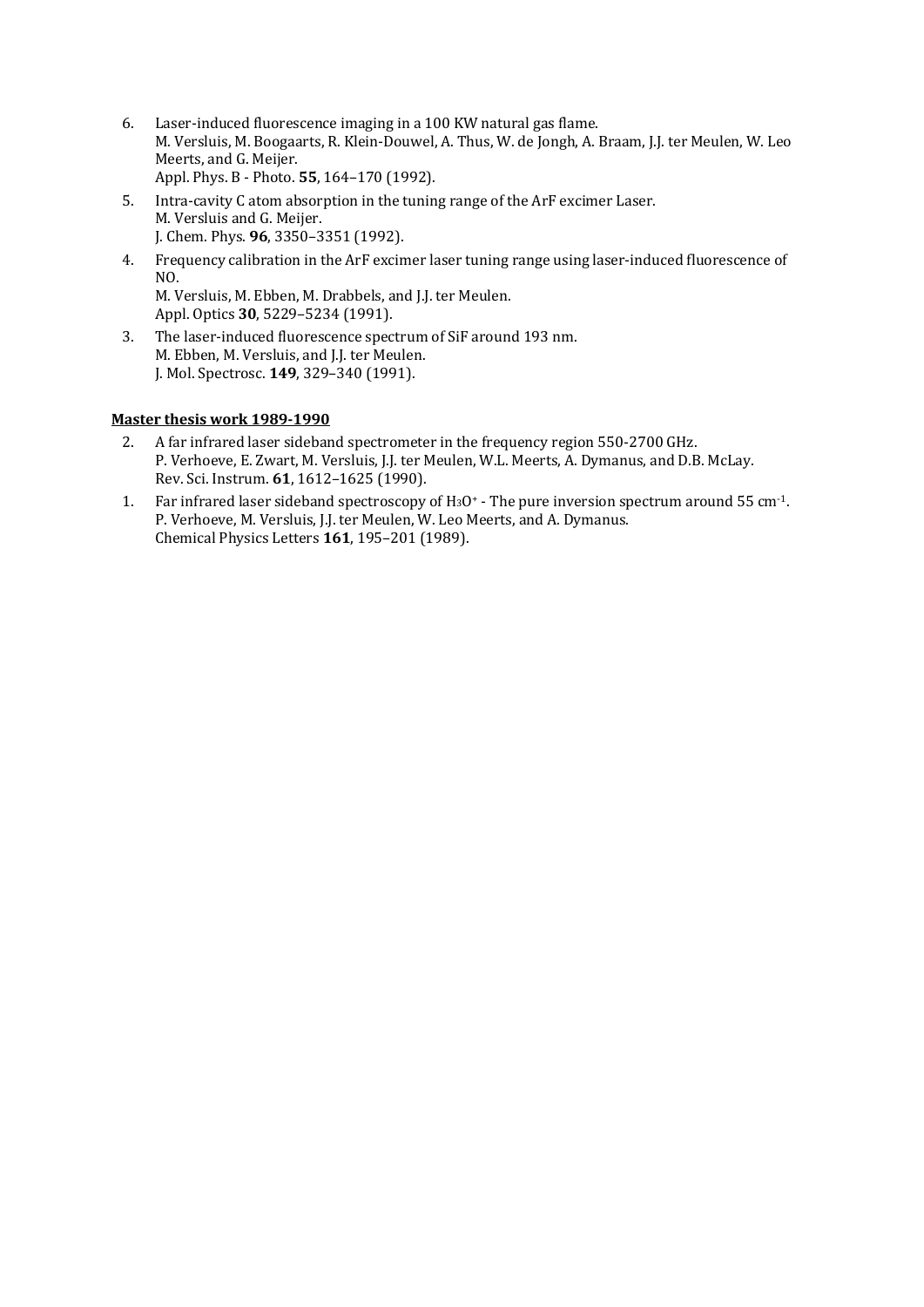6. Laser-induced fluorescence imaging in a 100 KW natural gas flame.
   M. Versluis, M. Boogaarts, R. Klein-Douwel, A. Thus, W. de Jongh, A. Braam, J.J. ter Meulen, W. Leo Meerts, and G. Meijer.
   Appl. Phys. B - Photo. **55**, 164–170 (1992).
5. Intra-cavity C atom absorption in the tuning range of the ArF excimer Laser.
   M. Versluis and G. Meijer.
   J. Chem. Phys. **96**, 3350–3351 (1992).
4. Frequency calibration in the ArF excimer laser tuning range using laser-induced fluorescence of NO.
   M. Versluis, M. Ebben, M. Drabbels, and J.J. ter Meulen.
   Appl. Optics **30**, 5229–5234 (1991).
3. The laser-induced fluorescence spectrum of SiF around 193 nm.
   M. Ebben, M. Versluis, and J.J. ter Meulen.
   J. Mol. Spectrosc. **149**, 329–340 (1991).

**Master thesis work 1989-1990**

2. A far infrared laser sideband spectrometer in the frequency region 550-2700 GHz.
   P. Verhoeve, E. Zwart, M. Versluis, J.J. ter Meulen, W.L. Meerts, A. Dymanus, and D.B. McLay.
   Rev. Sci. Instrum. **61**, 1612–1625 (1990).
1. Far infrared laser sideband spectroscopy of $H_3O^+$ - The pure inversion spectrum around 55 $cm^{-1}$.
   P. Verhoeve, M. Versluis, J.J. ter Meulen, W. Leo Meerts, and A. Dymanus.
   Chemical Physics Letters **161**, 195–201 (1989).